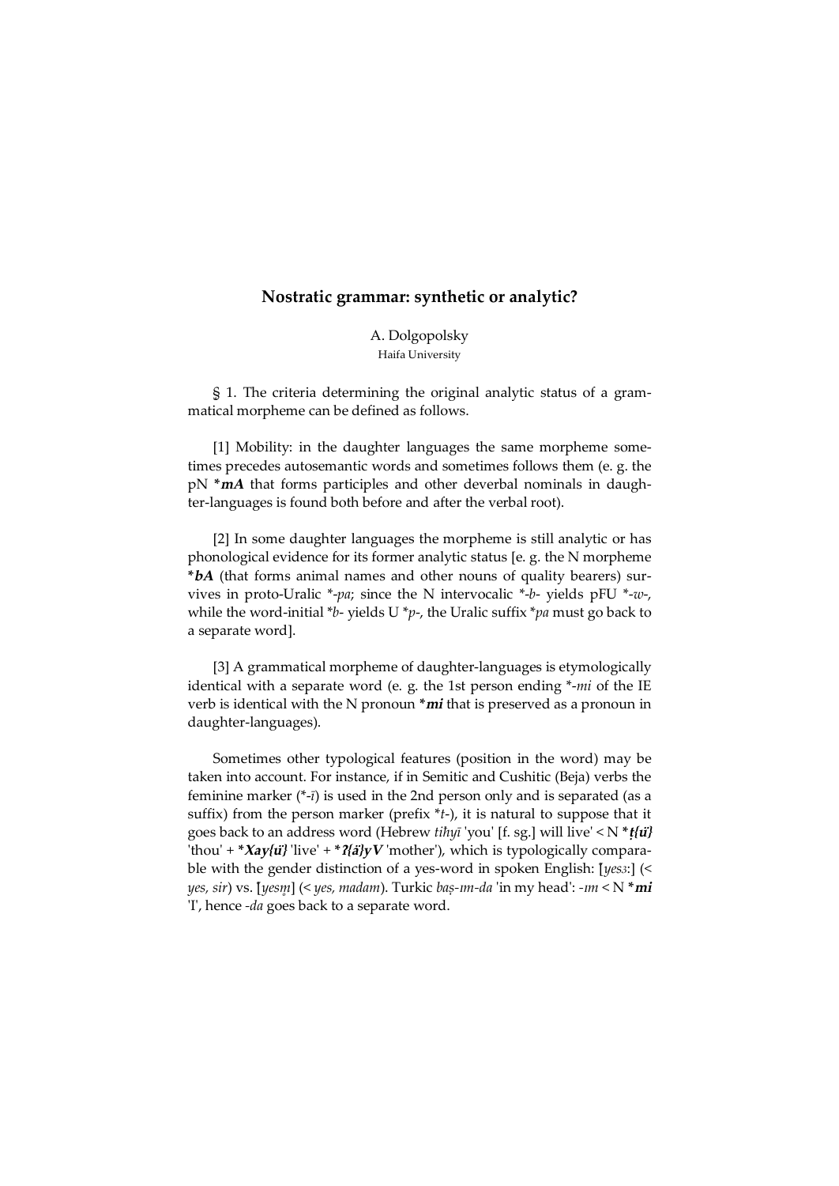# Nostratic grammar: synthetic or analytic?

A. Dolgopolsky
Haifa University

§ 1. The criteria determining the original analytic status of a grammatical morpheme can be defined as follows.

[1] Mobility: in the daughter languages the same morpheme sometimes precedes autosemantic words and sometimes follows them (e. g. the pN ***mA*** that forms participles and other deverbal nominals in daughter-languages is found both before and after the verbal root).

[2] In some daughter languages the morpheme is still analytic or has phonological evidence for its former analytic status [e. g. the N morpheme ***bA*** (that forms animal names and other nouns of quality bearers) survives in proto-Uralic *-*pa*; since the N intervocalic *-*b*- yields pFU *-*w*-, while the word-initial **b*- yields U **p*-, the Uralic suffix **pa* must go back to a separate word].

[3] A grammatical morpheme of daughter-languages is etymologically identical with a separate word (e. g. the 1st person ending *-*mi* of the IE verb is identical with the N pronoun ***mi*** that is preserved as a pronoun in daughter-languages).

Sometimes other typological features (position in the word) may be taken into account. For instance, if in Semitic and Cushitic (Beja) verbs the feminine marker (*-*ī*) is used in the 2nd person only and is separated (as a suffix) from the person marker (prefix **t*-), it is natural to suppose that it goes back to an address word (Hebrew *tiḥyī* 'you' [f. sg.] will live' < N ***ṭ{ü}*** 'thou' + ***Xay{ü}*** 'live' + ***ʔ{ä}yV*** 'mother'), which is typologically comparable with the gender distinction of a yes-word in spoken English: [*yesɜː*] (< *yes, sir*) vs. [*yesm̥*] (< *yes, madam*). Turkic *baṣ-ım-da* 'in my head': -*ım* < N ***mi*** 'I', hence -*da* goes back to a separate word.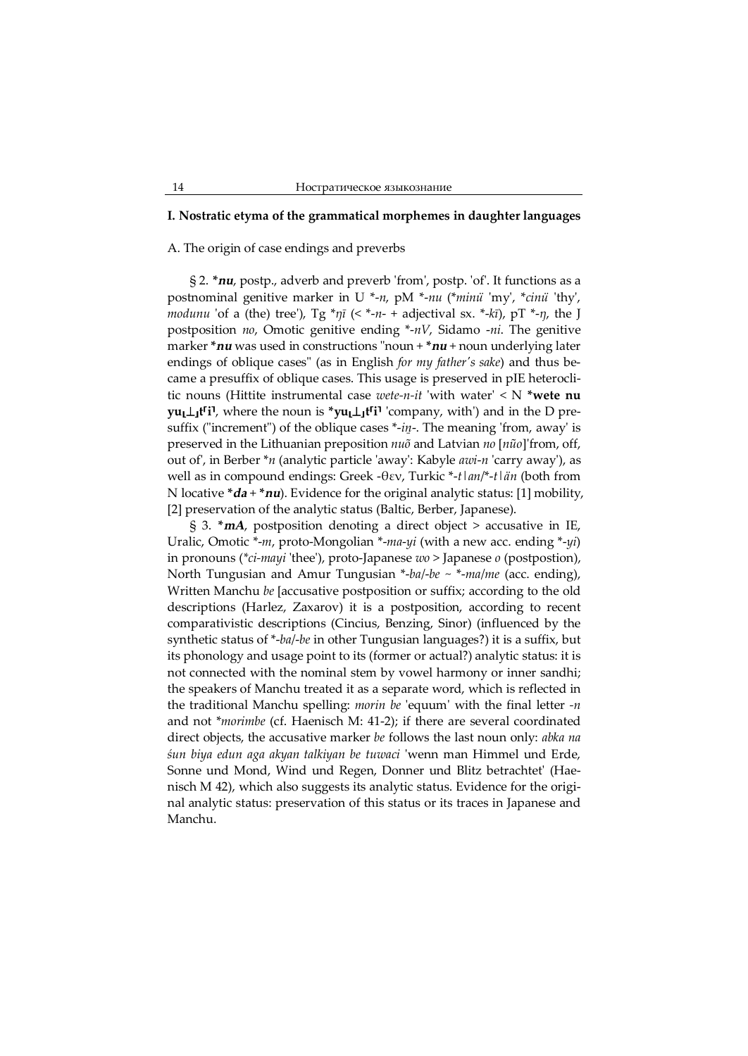## I. Nostratic etyma of the grammatical morphemes in daughter languages

A. The origin of case endings and preverbs

§ 2. ***nu***, postp., adverb and preverb 'from', postp. 'of'. It functions as a postnominal genitive marker in U *-*n*, pM *-*nu* (*\*minü* 'my', *\*cinü* 'thy', *modunu* 'of a (the) tree'), Tg *\*ŋī* (< *-*n*- + adjectival sx. *-*kī*), pT *-*ŋ*, the J postposition *no*, Omotic genitive ending *\*-nV*, Sidamo *-ni*. The genitive marker ***nu*** was used in constructions "noun + ***nu*** + noun underlying later endings of oblique cases" (as in English *for my father's sake*) and thus became a presuffix of oblique cases. This usage is preserved in pIE heteroclitic nouns (Hittite instrumental case *wete-n-it* 'with water' < N **\*wete nu yu˪⊥˩tʳiˀ**, where the noun is **\*yu˪⊥˩tʳiˀ** 'company, with') and in the D presuffix ("increment") of the oblique cases *-*iṉ*-. The meaning 'from, away' is preserved in the Lithuanian preposition *nuõ* and Latvian *no* [*nũo*]'from, off, out of', in Berber *\*n* (analytic particle 'away': Kabyle *awi-n* 'carry away'), as well as in compound endings: Greek -θεν, Turkic *\*-t\|an/\*-t\|än* (both from N locative ***da*** + ***nu***). Evidence for the original analytic status: [1] mobility, [2] preservation of the analytic status (Baltic, Berber, Japanese).

§ 3. ***mA***, postposition denoting a direct object > accusative in IE, Uralic, Omotic *-*m*, proto-Mongolian *-*ma-yi* (with a new acc. ending *-*yi*) in pronouns (*\*ci-mayi* 'thee'), proto-Japanese *wo* > Japanese *o* (postpostion), North Tungusian and Amur Tungusian *-*ba*/-*be* ~ *-*ma*/*me* (acc. ending), Written Manchu *be* [accusative postposition or suffix; according to the old descriptions (Harlez, Zaxarov) it is a postposition, according to recent comparativistic descriptions (Cincius, Benzing, Sinor) (influenced by the synthetic status of *-*ba*/-*be* in other Tungusian languages?) it is a suffix, but its phonology and usage point to its (former or actual?) analytic status: it is not connected with the nominal stem by vowel harmony or inner sandhi; the speakers of Manchu treated it as a separate word, which is reflected in the traditional Manchu spelling: *morin be* 'equum' with the final letter *-n* and not *\*morimbe* (cf. Haenisch M: 41-2); if there are several coordinated direct objects, the accusative marker *be* follows the last noun only: *abka na śun biya edun aga akyan talkiyan be tuwaci* 'wenn man Himmel und Erde, Sonne und Mond, Wind und Regen, Donner und Blitz betrachtet' (Haenisch M 42), which also suggests its analytic status. Evidence for the original analytic status: preservation of this status or its traces in Japanese and Manchu.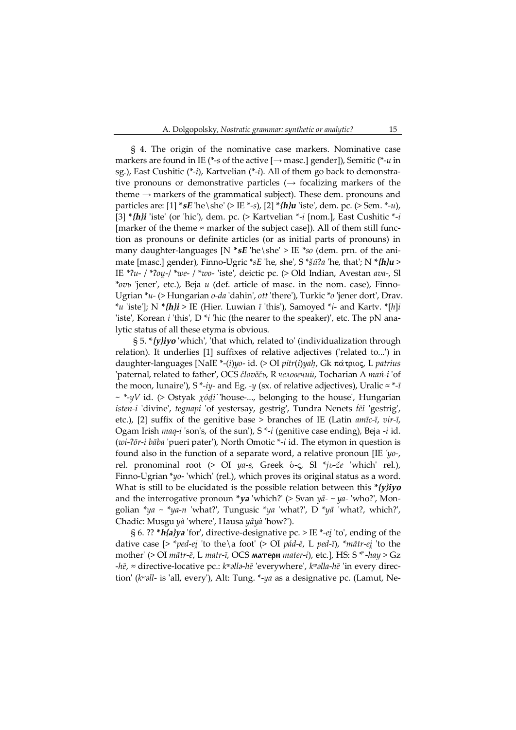§ 4. The origin of the nominative case markers. Nominative case markers are found in IE (*-*s* of the active [→ masc.] gender]), Semitic (*-*u* in sg.), East Cushitic (*-*i*), Kartvelian (*-*i*). All of them go back to demonstrative pronouns or demonstrative particles (→ focalizing markers of the theme → markers of the grammatical subject). These dem. pronouns and particles are: [1] ***sE*** 'he\she' (> IE *-*s*), [2] ***{h}u*** 'iste', dem. pc. (> Sem. *-*u*), [3] ***{h}i*** 'iste' (or 'hic'), dem. pc. (> Kartvelian *-*i* [nom.], East Cushitic *-*i* [marker of the theme ≈ marker of the subject case]). All of them still function as pronouns or definite articles (or as initial parts of pronouns) in many daughter-languages [N ***sE*** 'he\she' > IE **so* (dem. prn. of the animate [masc.] gender), Finno-Ugric **sE* 'he, she', S **šūʔa* 'he, that'; N ***{h}u*** > IE **ʔu-* / **ʔou̯-*/ **we-* / **wo-* 'iste', deictic pc. (> Old Indian, Avestan *ava-*, Sl **ovъ* 'jener', etc.), Beja *u* (def. article of masc. in the nom. case), Finno-Ugrian **u-* (> Hungarian *o-da* 'dahin', *ott* 'there'), Turkic **o* 'jener dort', Drav. **u* 'iste']; N ***{h}i*** > IE (Hier. Luwian *ī* 'this'), Samoyed **i-* and Kartv. *[*h*]*i* 'iste', Korean *i* 'this', D **i* 'hic (the nearer to the speaker)', etc. The pN analytic status of all these etyma is obvious.

§ 5. ***{y}iyo*** 'which', 'that which, related to' (individualization through relation). It underlies [1] suffixes of relative adjectives ('related to...') in daughter-languages [NaIE *-(*i*)*yo-* id. (> OI *pitr*(*i*)*yaḥ*, Gk πάτριος, L *patrius* 'paternal, related to father', OCS *člověčь*, R *человечий*, Tocharian A *mań-i* 'of the moon, lunaire'), S *-*iy-* and Eg. *-y* (sx. of relative adjectives), Uralic ≈ *-*ī* ~ *-*yV* id. (> Ostyak *χọḍi* 'house-..., belonging to the house', Hungarian *isten-i* 'divine', *tegnapi* 'of yestersay, gestrig', Tundra Nenets *ťēi* 'gestrig', etc.), [2] suffix of the genitive base > branches of IE (Latin *amīc-ī*, *vir-ī*, Ogam Irish *maq-i* 'son's, of the sun'), S *-*i* (genitive case ending), Beja *-i* id. (*wi-ʔōr-i bāba* 'pueri pater'), North Omotic *-*i* id. The etymon in question is found also in the function of a separate word, a relative pronoun [IE *ˊyo-*, rel. pronominal root (> OI *ya-s*, Greek ὁ-ς, Sl **jь-že* 'which' rel.), Finno-Ugrian **yo-* 'which' (rel.), which proves its original status as a word. What is still to be elucidated is the possible relation between this ***{y}iyo*** and the interrogative pronoun ***ya*** 'which?' (> Svan *yä-* ~ *ya-* 'who?', Mongolian **ya* ~ **ya-n* 'what?', Tungusic **ya* 'what?', D **yā* 'what?, which?', Chadic: Musgu *yà* 'where', Hausa *yâyà* 'how?').

§ 6. ?? ***h{a}ya*** 'for', directive-designative pc. > IE *-*ei̯* 'to', ending of the dative case [> **ped-ei̯* 'to the\a foot' (> OI *pád-ē*, L *ped-ī*), **mātr-ei̯* 'to the mother' (> OI *mātr-ē*, L *matr-ī*, OCS **матери** *mater-i*), etc.], HS: S *ᵂ-*hay* > Gz -*hē*, ≈ directive-locative pc.: *kʷəllə-hē* 'everywhere', *kʷəlla-hē* 'in every direction' (*kʷəll-* is 'all, every'), Alt: Tung. *-*ya* as a designative pc. (Lamut, Ne-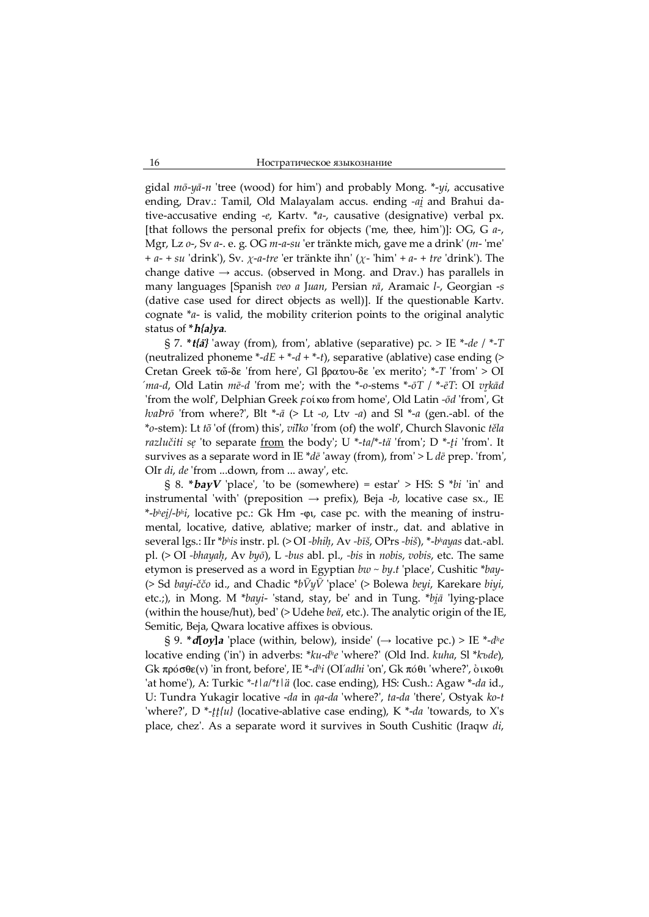gidal *mō-yā-n* 'tree (wood) for him') and probably Mong. *-*yi*, accusative ending, Drav.: Tamil, Old Malayalam accus. ending *-ai̯* and Brahui dative-accusative ending *-e*, Kartv. **a*-, causative (designative) verbal px. [that follows the personal prefix for objects ('me, thee, him')]: OG, G *a*-, Mgr, Lz *o*-, Sv *a*-. e. g. OG *m-a-su* 'er tränkte mich, gave me a drink' (*m*- 'me' + *a*- + *su* 'drink'), Sv. *χ-a-tre* 'er tränkte ihn' (*χ*- 'him' + *a*- + *tre* 'drink'). The change dative → accus. (observed in Mong. and Drav.) has parallels in many languages [Spanish *veo a Juan*, Persian *rā*, Aramaic *l*-, Georgian *-s* (dative case used for direct objects as well)]. If the questionable Kartv. cognate **a*- is valid, the mobility criterion points to the original analytic status of ***h{a}ya***.

§ 7. ***t{ä}*** 'away (from), from', ablative (separative) pc. > IE *-*de* / *-*T* (neutralized phoneme *-*dE* + *-*d* + *-*t*), separative (ablative) case ending (> Cretan Greek τῶ-δε 'from here', Gl βρατου-δε 'ex merito'; *-*T* 'from' > OI *ˊma-d*, Old Latin *mē-d* 'from me'; with the *-*o*-stems *-*ōT* / *-*ēT*: OI *vr̥kād* 'from the wolf', Delphian Greek ϝοίκω from home', Old Latin *-ōd* 'from', Gt *hvaÞrō* 'from where?', Blt *-*ā* (> Lt *-o*, Ltv *-a*) and Sl *-*a* (gen.-abl. of the **o*-stem): Lt *tõ* 'of (from) this', *vil̃ko* 'from (of) the wolf', Church Slavonic *těla razlučiti sę* 'to separate <u>from</u> the body'; U *-*ta*/*-*tä* 'from'; D *-*ṭi* 'from'. It survives as a separate word in IE **dē* 'away (from), from' > L *dē* prep. 'from', OIr *di*, *de* 'from ...down, from ... away', etc.

§ 8. ***bayV*** 'place', 'to be (somewhere) = estar' > HS: S **bi* 'in' and instrumental 'with' (preposition → prefix), Beja *-b*, locative case sx., IE *-*bʰei̯*/-*bʰi*, locative pc.: Gk Hm -φι, case pc. with the meaning of instrumental, locative, dative, ablative; marker of instr., dat. and ablative in several lgs.: IIr **bʰis* instr. pl. (> OI *-bhiḥ*, Av *-bīš*, OPrs *-biš*), *-*bʰayas* dat.-abl. pl. (> OI *-bhayaḥ*, Av *byō*), L *-bus* abl. pl., *-bis* in *nobis*, *vobis*, etc. The same etymon is preserved as a word in Egyptian *bw* ~ *by.t* 'place', Cushitic **bay*- (> Sd *bayi-ččo* id., and Chadic **bV̄yV̄* 'place' (> Bolewa *beyi*, Karekare *biyi*, etc.;), in Mong. M **bayi*- 'stand, stay, be' and in Tung. **bi̯ā* 'lying-place (within the house/hut), bed' (> Udehe *beä*, etc.). The analytic origin of the IE, Semitic, Beja, Qwara locative affixes is obvious.

§ 9. ***d[oy]a*** 'place (within, below), inside' (→ locative pc.) > IE *-*dʰe* locative ending ('in') in adverbs: **ku-dʰe* 'where?' (Old Ind. *kuha*, Sl **kъde*), Gk πρόσθε(ν) 'in front, before', IE *-*dʰi* (OIˊ*adhi* 'on', Gk πόθι 'where?', ὀικοθι 'at home'), A: Turkic *-*t*|*a*/*-*t*|*ä* (loc. case ending), HS: Cush.: Agaw *-*da* id., U: Tundra Yukagir locative *-da* in *qa-da* 'where?', *ta-da* 'there', Ostyak *ko-t* 'where?', D *-*ṭṭ{u}* (locative-ablative case ending), K *-*da* 'towards, to X's place, chez'. As a separate word it survives in South Cushitic (Iraqw *di*,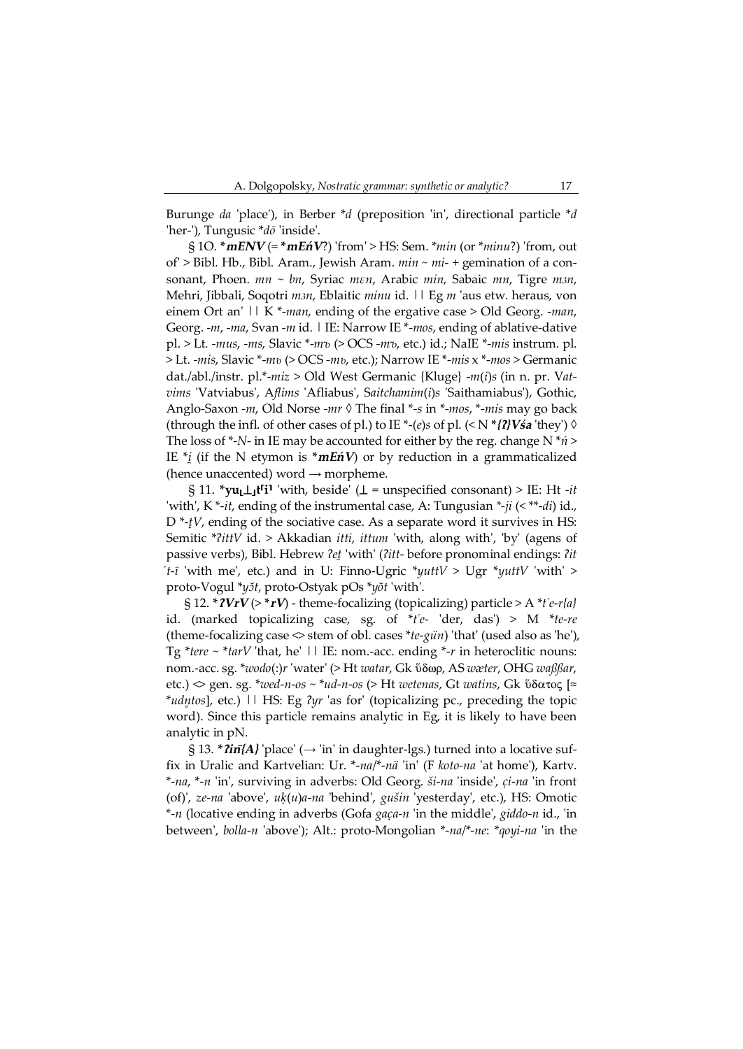Burunge *da* 'place'), in Berber \**d* (preposition 'in', directional particle \**d* 'her-'), Tungusic \**dō* 'inside'.

§ 1O. ***mENV** (= ***mEńV**?) 'from' > HS: Sem. \**min* (or \**minu*?) 'from, out of' > Bibl. Hb., Bibl. Aram., Jewish Aram. *min* ~ *mi-* + gemination of a consonant, Phoen. *mn* ~ *bn*, Syriac *mɛn*, Arabic *min*, Sabaic *mn*, Tigre *mɜn*, Mehri, Jibbali, Soqotri *mɜn*, Eblaitic *minu* id. || Eg *m* 'aus etw. heraus, von einem Ort an' || K \*-*man*, ending of the ergative case > Old Georg. -*man*, Georg. -*m*, -*ma*, Svan -*m* id. | IE: Narrow IE \*-*mos*, ending of ablative-dative pl. > Lt. -*mus*, -*ms*, Slavic \*-*mъ* (> OCS -*mъ*, etc.) id.; NaIE \*-*mis* instrum. pl. > Lt. -*mis*, Slavic \*-*mь* (> OCS -*mь*, etc.); Narrow IE \*-*mis* x \*-*mos* > Germanic dat./abl./instr. pl.\*-*miz* > Old West Germanic {Kluge} -*m*(*i*)*s* (in n. pr. *Vatvims* 'Vatviabus', *Aflims* 'Afliabus', *Saitchamim*(*i*)*s* 'Saithamiabus'), Gothic, Anglo-Saxon -*m*, Old Norse -*mr* ◊ The final \*-*s* in \*-*mos*, \*-*mis* may go back (through the infl. of other cases of pl.) to IE \*-(*e*)*s* of pl. (< N ***{ʔ}Vśa** 'they') ◊ The loss of \*-*N*- in IE may be accounted for either by the reg. change N \**ń* > IE \**i̯* (if the N etymon is ***mEńV**) or by reduction in a grammaticalized (hence unaccented) word → morpheme.

§ 11. ***yu⌊⊥⌋t⌈i⌉** 'with, beside' (⊥ = unspecified consonant) > IE: Ht -*it* 'with', K \*-*it*, ending of the instrumental case, A: Tungusian \*-*ji* (< \*\*-*di*) id., D \*-*ṭV*, ending of the sociative case. As a separate word it survives in HS: Semitic \**ʔittV* id. > Akkadian *itti*, *ittum* 'with, along with', 'by' (agens of passive verbs), Bibl. Hebrew *ʔeṯ* 'with' (*ʔitt*- before pronominal endings: *ʔit ́t-ī* 'with me', etc.) and in U: Finno-Ugric \**yuttV* > Ugr \**yuttV* 'with' > proto-Vogul \**yŏt*, proto-Ostyak pOs \**yŏt* 'with'.

§ 12. ***ʔVrV** (> ***rV**) - theme-focalizing (topicalizing) particle > A \**t́e-r{a}* id. (marked topicalizing case, sg. of \**t́e-* 'der, das') > M \**te-re* (theme-focalizing case <> stem of obl. cases \**te-gün*) 'that' (used also as 'he'), Tg \**tere* ~ \**tarV* 'that, he' || IE: nom.-acc. ending \*-*r* in heteroclitic nouns: nom.-acc. sg. \**wodo*(:)*r* 'water' (> Ht *watar*, Gk ὕδωρ, AS *wæter*, OHG *waßßar*, etc.) <> gen. sg. \**wed-n-os* ~ \**ud-n-os* (> Ht *wetenas*, Gt *watins*, Gk ὕδατος [≈ \**udn̥tos*], etc.) || HS: Eg *ʔyr* 'as for' (topicalizing pc., preceding the topic word). Since this particle remains analytic in Eg, it is likely to have been analytic in pN.

§ 13. ***ʔin̄{A}** 'place' (→ 'in' in daughter-lgs.) turned into a locative suffix in Uralic and Kartvelian: Ur. \*-*na*/\*-*nä* 'in' (F *koto-na* 'at home'), Kartv. \*-*na*, \*-*n* 'in', surviving in adverbs: Old Georg. *ši-na* 'inside', *ċi-na* 'in front (of)', *ze-na* 'above', *uḳ*(*u*)*a-na* 'behind', *gušin* 'yesterday', etc.), HS: Omotic \*-*n* (locative ending in adverbs (Gofa *gaça-n* 'in the middle', *giddo-n* id., 'in between', *bolla-n* 'above'); Alt.: proto-Mongolian \*-*na*/\*-*ne*: \**qoyi-na* 'in the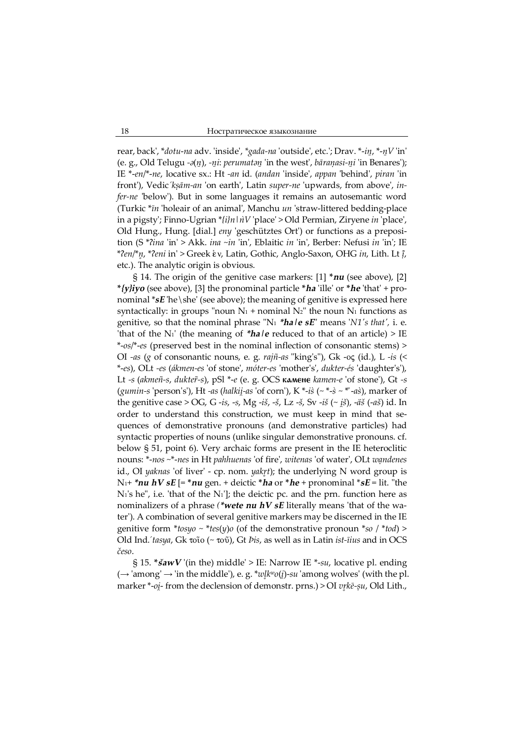rear, back', *dotu-na adv. 'inside', *gada-na 'outside', etc.'; Drav. *-iṉ, *-ṉV 'in' (e. g., Old Telugu -ə(ṉ), -ṉi: perumatəṉ 'in the west', bāraṇasi-ṉi 'in Benares'); IE *-en/*-ne, locative sx.: Ht -an id. (andan 'inside', appan 'behind', piran 'in front'), Vedic ́kṣām-an 'on earth', Latin super-ne 'upwards, from above', infer-ne 'below'). But in some languages it remains an autosemantic word (Turkic *īn 'holeair of an animal', Manchu un 'straw-littered bedding-place in a pigsty'; Finno-Ugrian *{i}n | ǹV 'place' > Old Permian, Ziryene in 'place', Old Hung., Hung. [dial.] eny 'geschütztes Ort') or functions as a preposition (S *ʔina 'in' > Akk. ina ~in 'in', Eblaitic in 'in', Berber: Nefusi in 'in'; IE *ʔen/*n̥, *ʔeni in' > Greek ἐν, Latin, Gothic, Anglo-Saxon, OHG in, Lith. Lt į̃, etc.). The analytic origin is obvious.

§ 14. The origin of the genitive case markers: [1] ***nu** (see above), [2] ***{y}iyo** (see above), [3] the pronominal particle ***ha** 'ille' or ***he** 'that' + pronominal ***sE** 'he\she' (see above); the meaning of genitive is expressed here syntactically: in groups "noun $N_1$ + nominal $N_2$" the noun $N_1$ functions as genitive, so that the nominal phrase "$N_1$ ***ha/e sE**" means '*N1's that'*, i. e. 'that of the $N_1$' (the meaning of ***ha/e** reduced to that of an article) > IE *-os/*-es (preserved best in the nominal inflection of consonantic stems) > OI -as (g of consonantic nouns, e. g. rajñ-as "king's"), Gk -ος (id.), L -is (< *-es), OLt -es (ákmen-es 'of stone', móter-es 'mother's', dukter-és 'daughter's'), Lt -s (akmeñ-s, dukteř-s), pSl *-e (e. g. OCS **камєнє** kamen-e 'of stone'), Gt -s (gumin-s 'person's'), Ht -as (halkii̯-as 'of corn'), K *-iŝ (~ *-ŝ ~ *ᵒ-aŝ), marker of the genitive case > OG, G -is, -s, Mg -iš, -š, Lz -š, Sv -iš (~ i̯š), -äš (-aš) id. In order to understand this construction, we must keep in mind that sequences of demonstrative pronouns (and demonstrative particles) had syntactic properties of nouns (unlike singular demonstrative pronouns. cf. below § 51, point 6). Very archaic forms are present in the IE heteroclitic nouns: *-nos ~*-nes in Ht pahhuenas 'of fire', witenas 'of water', OLt wandenes id., OI yaknas 'of liver' - cp. nom. yakr̥t); the underlying N word group is $N_1$+ ***nu hV sE** [= ***nu** gen. + deictic ***ha** or ***he** + pronominal ***sE** = lit. "the $N_1$'s he", i.e. 'that of the $N_1$']; the deictic pc. and the prn. function here as nominalizers of a phrase (***wete nu hV sE** literally means 'that of the water'). A combination of several genitive markers may be discerned in the IE genitive form *tosyo ~ *tes(y)o (of the demonstrative pronoun *so / *tod) > Old Ind. ́tasya, Gk τοῖο (~ τοῦ), Gt þis, as well as in Latin ist-īius and in OCS česo.

§ 15. ***šawV** '(in the) middle' > IE: Narrow IE *-su, locative pl. ending (→ 'among' → 'in the middle'), e. g. *wl̥kʷo(i̯)-su 'among wolves' (with the pl. marker *-oi̯- from the declension of demonstr. prns.) > OI vr̥kē-ṣu, Old Lith.,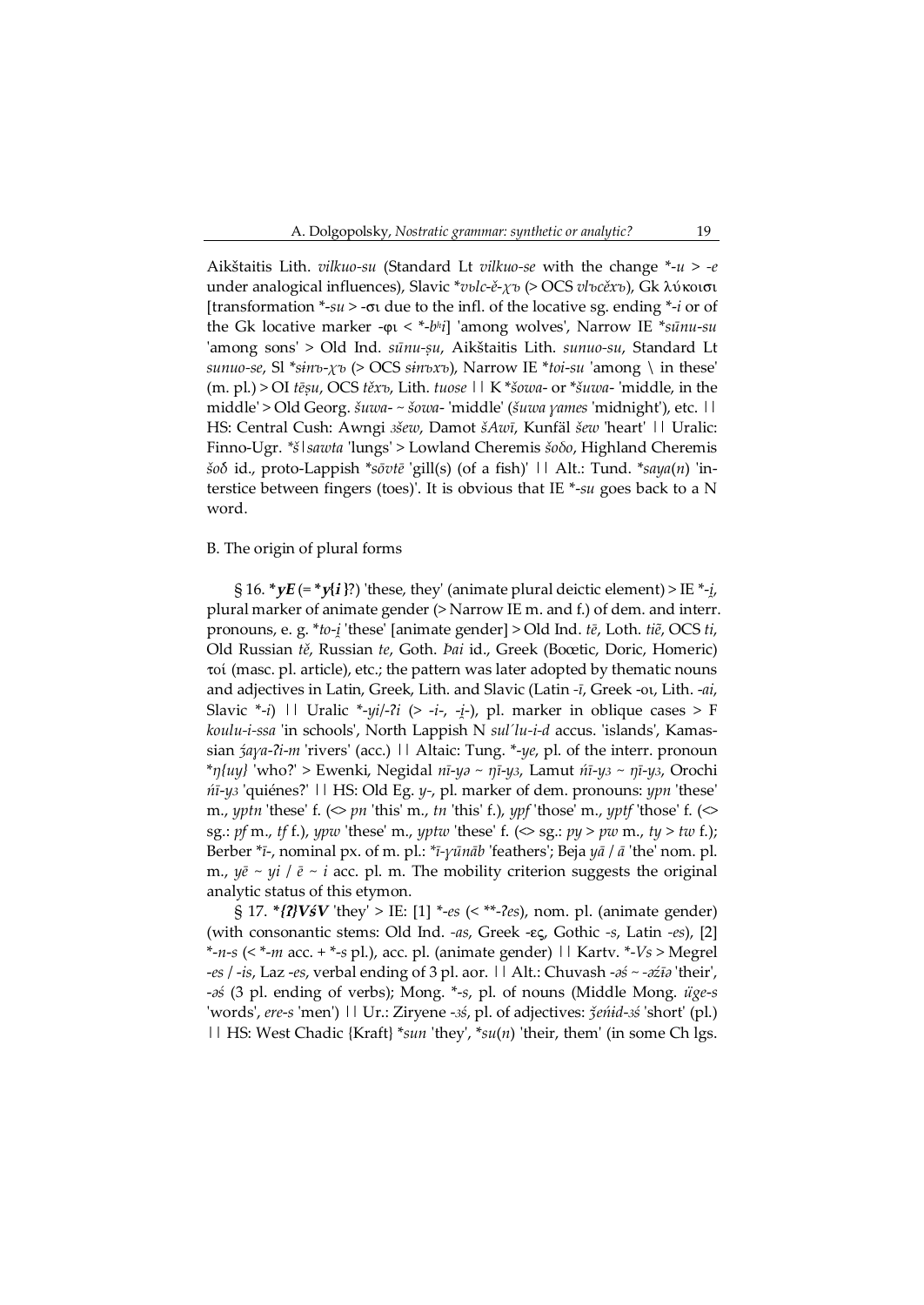Aikštaitis Lith. *vilkuo-su* (Standard Lt *vilkuo-se* with the change *-*u* > -*e* under analogical influences), Slavic **vьlc-ě-χъ* (> OCS *vlъcěхъ*), Gk λύκοισι [transformation *-*su* > -σι due to the infl. of the locative sg. ending *-*i* or of the Gk locative marker -φι < *-*bʰi*] 'among wolves', Narrow IE **sūnu-su* 'among sons' > Old Ind. *sūnu-ṣu*, Aikštaitis Lith. *sunuo-su*, Standard Lt *sunuo-se*, Sl **sɨnъ-χъ* (> OCS *sɨnъxъ*), Narrow IE **toi-su* 'among \ in these' (m. pl.) > OI *tēṣu*, OCS *těхъ*, Lith. *tuose* || K **šowa-* or **šuwa-* 'middle, in the middle' > Old Georg. *šuwa-* ~ *šowa-* 'middle' (*šuwa γames* 'midnight'), etc. || HS: Central Cush: Awngi *ǯšew*, Damot *šAwī*, Kunfäl *šew* 'heart' || Uralic: Finno-Ugr. **š|sawta* 'lungs' > Lowland Cheremis *šoδo*, Highland Cheremis *šoδ* id., proto-Lappish **sōvtē* 'gill(s) (of a fish)' || Alt.: Tund. **saya*(*n*) 'interstice between fingers (toes)'. It is obvious that IE *-*su* goes back to a N word.

B. The origin of plural forms

§ 16. ***yE*** (= ***y{i}***?) 'these, they' (animate plural deictic element) > IE *-*i̯*, plural marker of animate gender (> Narrow IE m. and f.) of dem. and interr. pronouns, e. g. **to-i̯* 'these' [animate gender] > Old Ind. *tē*, Loth. *tiẽ*, OCS *ti*, Old Russian *tě*, Russian *te*, Goth. *Þai* id., Greek (Boœtic, Doric, Homeric) τοί (masc. pl. article), etc.; the pattern was later adopted by thematic nouns and adjectives in Latin, Greek, Lith. and Slavic (Latin -*ī*, Greek -οι, Lith. -*ai*, Slavic *-*i*) || Uralic *-*yi*/-*ʔi* (> -*i*-, -*i̯*-), pl. marker in oblique cases > F *koulu-i-ssa* 'in schools', North Lappish N *sul'lu-i-d* accus. 'islands', Kamassian *ʒaγa-ʔi-m* 'rivers' (acc.) || Altaic: Tung. *-*ye*, pl. of the interr. pronoun **ŋ{uy}* 'who?' > Ewenki, Negidal *nī-yə* ~ *ŋī-yз*, Lamut *ńī-yз* ~ *ŋī-yз*, Orochi *ńī-yз* 'quiénes?' || HS: Old Eg. *y*-, pl. marker of dem. pronouns: *ypn* 'these' m., *yptn* 'these' f. (<> *pn* 'this' m., *tn* 'this' f.), *ypf* 'those' m., *yptf* 'those' f. (<> sg.: *pf* m., *tf* f.), *ypw* 'these' m., *yptw* 'these' f. (<> sg.: *py* > *pw* m., *ty* > *tw* f.); Berber **ī*-, nominal px. of m. pl.: **ī-γūnāb* 'feathers'; Beja *yā* / *ā* 'the' nom. pl. m., *yē* ~ *yi* / *ē* ~ *i* acc. pl. m. The mobility criterion suggests the original analytic status of this etymon.

§ 17. ***{ʔ}VśV*** 'they' > IE: [1] *-*es* (< **-*ʔes*), nom. pl. (animate gender) (with consonantic stems: Old Ind. -*as*, Greek -ες, Gothic -*s*, Latin -*es*), [2] *-*n-s* (< *-*m* acc. + *-*s* pl.), acc. pl. (animate gender) || Kartv. *-*Vs* > Megrel -*es* / -*is*, Laz -*es*, verbal ending of 3 pl. aor. || Alt.: Chuvash -*əś* ~ -*əźɨə* 'their', -*əś* (3 pl. ending of verbs); Mong. *-*s*, pl. of nouns (Middle Mong. *üge-s* 'words', *ere-s* 'men') || Ur.: Ziryene -*зś*, pl. of adjectives: *ǯeńɨd-зś* 'short' (pl.) || HS: West Chadic {Kraft} **sun* 'they', **su*(*n*) 'their, them' (in some Ch lgs.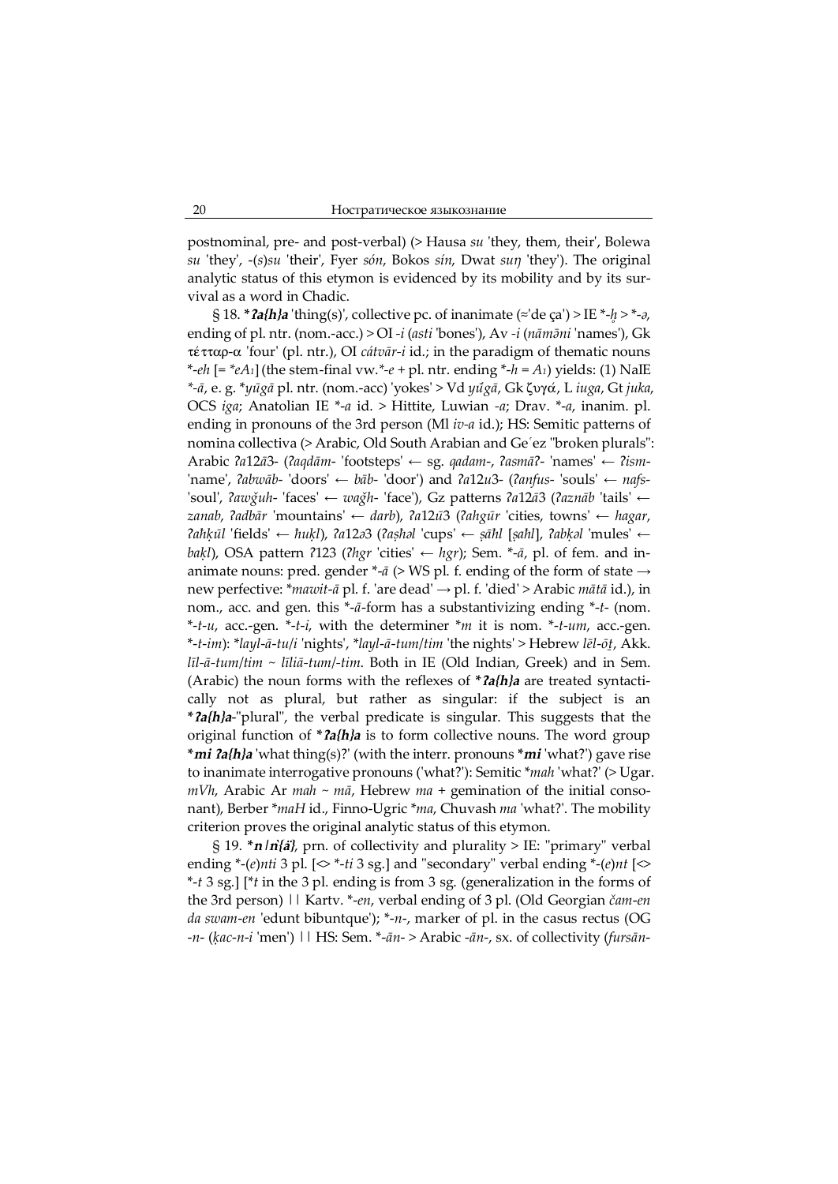postnominal, pre- and post-verbal) (> Hausa *su* 'they, them, their', Bolewa *su* 'they', -(*s*)*su* 'their', Fyer *són*, Bokos *sín*, Dwat *suŋ* 'they'). The original analytic status of this etymon is evidenced by its mobility and by its survival as a word in Chadic.

§ 18. ***ʔa{h}a*** 'thing(s)', collective pc. of inanimate (≈'de ça') > IE *-*h̥* > *-*ə*, ending of pl. ntr. (nom.-acc.) > OI -*i* (*asti* 'bones'), Av -*i* (*nāmǡni* 'names'), Gk τέτταρ-α 'four' (pl. ntr.), OI *cátvār-i* id.; in the paradigm of thematic nouns *-*eh* [= *$eA_1$] (the stem-final vw.*-*e* + pl. ntr. ending *-*h* = $A_1$) yields: (1) NaIE *-*ā*, e. g. *y*ūgā* pl. ntr. (nom.-acc) 'yokes' > Vd *yúgā*, Gk ζυγά, L *iuga*, Gt *juka*, OCS *iga*; Anatolian IE *-*a* id. > Hittite, Luwian -*a*; Drav. *-*a*, inanim. pl. ending in pronouns of the 3rd person (Ml *iv-a* id.); HS: Semitic patterns of nomina collectiva (> Arabic, Old South Arabian and Geʿez "broken plurals": Arabic *ʔa*12*ā*3- (*ʔaqdām*- 'footsteps' ← sg. *qadam*-, *ʔasmāʔ*- 'names' ← *ʔism*- 'name', *ʔabwāb*- 'doors' ← *bāb*- 'door') and *ʔa*12*u*3- (*ʔanfus*- 'souls' ← *nafs*- 'soul', *ʔawǧuh*- 'faces' ← *waǧh*- 'face'), Gz patterns *ʔa*12*ā*3 (*ʔaznāb* 'tails' ← *zanab*, *ʔadbār* 'mountains' ← *darb*), *ʔa*12*ū*3 (*ʔahgūr* 'cities, towns' ← *hagar*, *ʔaḥḳūl* 'fields' ← *ḥuḳl*), *ʔa*12*ə*3 (*ʔaṣḥəl* 'cups' ← *ṣāhl* [*ṣahl*], *ʔabḳəl* 'mules' ← *baḳl*), OSA pattern *ʔ*123 (*ʔhgr* 'cities' ← *hgr*); Sem. *-*ā*, pl. of fem. and inanimate nouns: pred. gender *-*ā* (> WS pl. f. ending of the form of state → new perfective: **mawit-ā* pl. f. 'are dead' → pl. f. 'died' > Arabic *mātā* id.), in nom., acc. and gen. this *-*ā*-form has a substantivizing ending *-*t*- (nom. *-*t-u*, acc.-gen. *-*t-i*, with the determiner **m* it is nom. *-*t-um*, acc.-gen. *-*t-im*): **layl-ā-tu/i* 'nights', **layl-ā-tum/tim* 'the nights' > Hebrew *lēl-ōṯ*, Akk. *līl-ā-tum/tim* ~ *līliā-tum/-tim*. Both in IE (Old Indian, Greek) and in Sem. (Arabic) the noun forms with the reflexes of ***ʔa{h}a*** are treated syntactically not as plural, but rather as singular: if the subject is an ***ʔa{h}a***-"plural", the verbal predicate is singular. This suggests that the original function of ***ʔa{h}a*** is to form collective nouns. The word group ***mi ʔa{h}a*** 'what thing(s)?' (with the interr. pronouns ***mi*** 'what?') gave rise to inanimate interrogative pronouns ('what?'): Semitic **mah* 'what?' (> Ugar. *mVh*, Arabic Ar *mah* ~ *mā*, Hebrew *ma* + gemination of the initial consonant), Berber **maH* id., Finno-Ugric **ma*, Chuvash *ma* 'what?'. The mobility criterion proves the original analytic status of this etymon.

§ 19. ***n*** /***n{ä}***, prn. of collectivity and plurality > IE: "primary" verbal ending *-(*e*)*nti* 3 pl. [<> *-*ti* 3 sg.] and "secondary" verbal ending *-(*e*)*nt* [<> *-*t* 3 sg.] [**t* in the 3 pl. ending is from 3 sg. (generalization in the forms of the 3rd person) || Kartv. *-*en*, verbal ending of 3 pl. (Old Georgian *čam-en da swam-en* 'edunt bibuntque'); *-*n*-, marker of pl. in the casus rectus (OG -*n*- (*ḳac-n-i* 'men') || HS: Sem. *-*ān*- > Arabic -*ān*-, sx. of collectivity (*fursān*-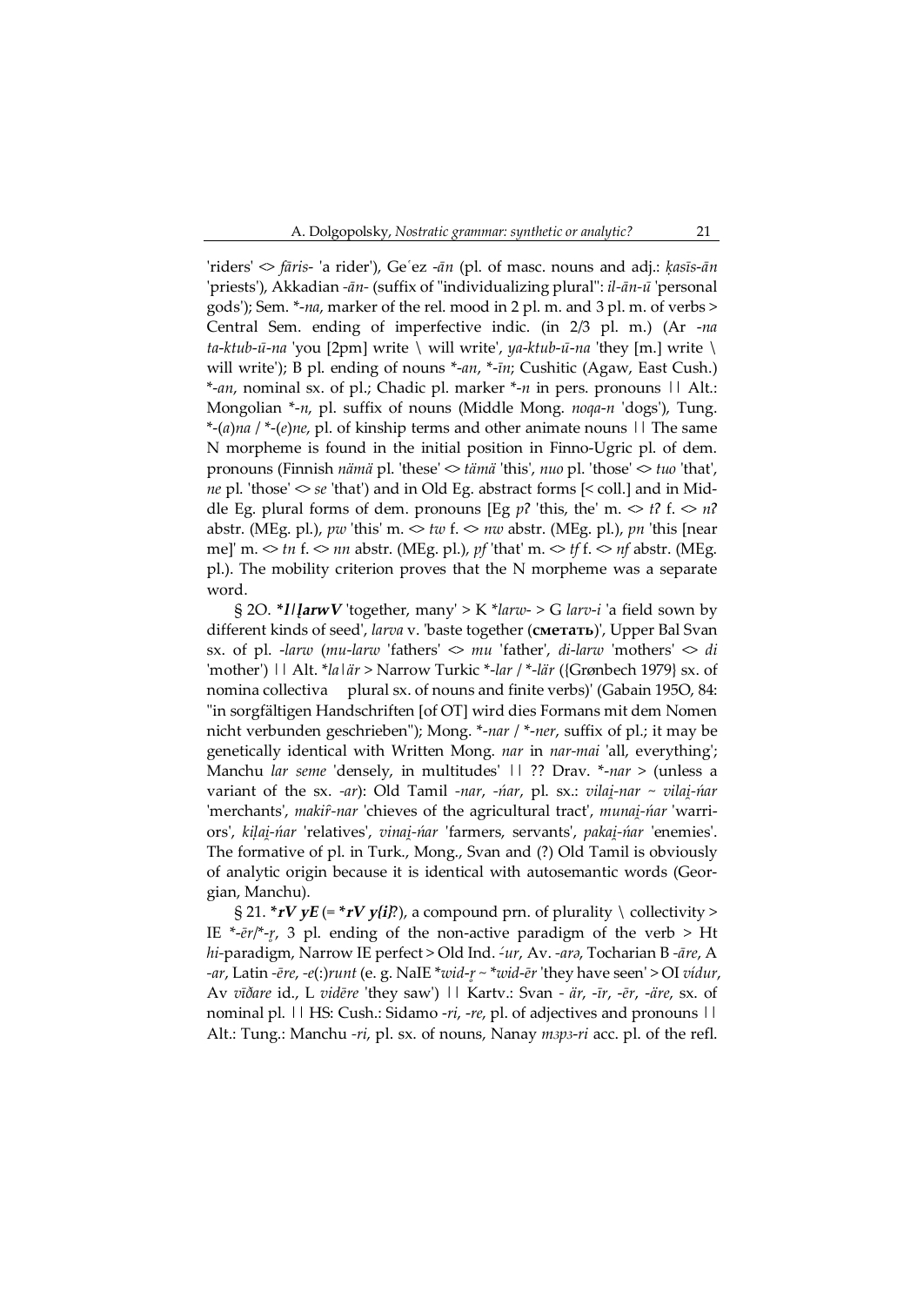'riders' <> *fāris-* 'a rider'), Geʿez *-ān* (pl. of masc. nouns and adj.: *ḳasīs-ān* 'priests'), Akkadian *-ān-* (suffix of "individualizing plural": *il-ān-ū* 'personal gods'); Sem. *-*na*, marker of the rel. mood in 2 pl. m. and 3 pl. m. of verbs > Central Sem. ending of imperfective indic. (in 2/3 pl. m.) (Ar *-na* *ta-ktub-ū-na* 'you [2pm] write \ will write', *ya-ktub-ū-na* 'they [m.] write \ will write'); B pl. ending of nouns *-*an*, *-*īn*; Cushitic (Agaw, East Cush.) *-*an*, nominal sx. of pl.; Chadic pl. marker *-*n* in pers. pronouns || Alt.: Mongolian *-*n*, pl. suffix of nouns (Middle Mong. *noqa-n* 'dogs'), Tung. *-(*a*)*na* / *-(*e*)*ne*, pl. of kinship terms and other animate nouns || The same N morpheme is found in the initial position in Finno-Ugric pl. of dem. pronouns (Finnish *nämä* pl. 'these' <> *tämä* 'this', *nuo* pl. 'those' <> *tuo* 'that', *ne* pl. 'those' <> *se* 'that') and in Old Eg. abstract forms [< coll.] and in Middle Eg. plural forms of dem. pronouns [Eg *pʔ* 'this, the' m. <> *tʔ* f. <> *nʔ* abstr. (MEg. pl.), *pw* 'this' m. <> *tw* f. <> *nw* abstr. (MEg. pl.), *pn* 'this [near me]' m. <> *tn* f. <> *nn* abstr. (MEg. pl.), *pf* 'that' m. <> *tf* f. <> *nf* abstr. (MEg. pl.). The mobility criterion proves that the N morpheme was a separate word.

§ 2O. ***l|ḷarwV*** 'together, many' > K *larw- > G *larv-i* 'a field sown by different kinds of seed', *larva* v. 'baste together (**сметать**)', Upper Bal Svan sx. of pl. *-larw* (*mu-larw* 'fathers' <> *mu* 'father', *di-larw* 'mothers' <> *di* 'mother') || Alt. *la|är > Narrow Turkic *-*lar* / *-*lär* ({Grønbech 1979} sx. of nomina collectiva  plural sx. of nouns and finite verbs)' (Gabain 195O, 84: "in sorgfältigen Handschriften [of OT] wird dies Formans mit dem Nomen nicht verbunden geschrieben"); Mong. *-*nar* / *-*ner*, suffix of pl.; it may be genetically identical with Written Mong. *nar* in *nar-mai* 'all, everything'; Manchu *lar seme* 'densely, in multitudes' || ?? Drav. *-*nar* > (unless a variant of the sx. *-ar*): Old Tamil *-nar*, *-ńar*, pl. sx.: *vilai̯-nar* ~ *vilai̯-ńar* 'merchants', *makiṙ-nar* 'chieves of the agricultural tract', *munai̯-ńar* 'warriors', *kiḷai̯-ńar* 'relatives', *vinai̯-ńar* 'farmers, servants', *pakai̯-ńar* 'enemies'. The formative of pl. in Turk., Mong., Svan and (?) Old Tamil is obviously of analytic origin because it is identical with autosemantic words (Georgian, Manchu).

§ 21. ***rV yE*** (= ***rV y{i}?***), a compound prn. of plurality \ collectivity > IE *-*ēr*/*-*r̥*, 3 pl. ending of the non-active paradigm of the verb > Ht *hi*-paradigm, Narrow IE perfect > Old Ind. *-ʹur*, Av. *-arə*, Tocharian B *-āre*, A *-ar*, Latin *-ēre*, *-e*(:)*runt* (e. g. NaIE *wid-r̥ ~ *wid-ēr 'they have seen' > OI *vidur*, Av *vīδare* id., L *vidēre* 'they saw') || Kartv.: Svan *- är*, *-īr*, *-ēr*, *-äre*, sx. of nominal pl. || HS: Cush.: Sidamo *-ri*, *-re*, pl. of adjectives and pronouns || Alt.: Tung.: Manchu *-ri*, pl. sx. of nouns, Nanay *мэрэ-ri* acc. pl. of the refl.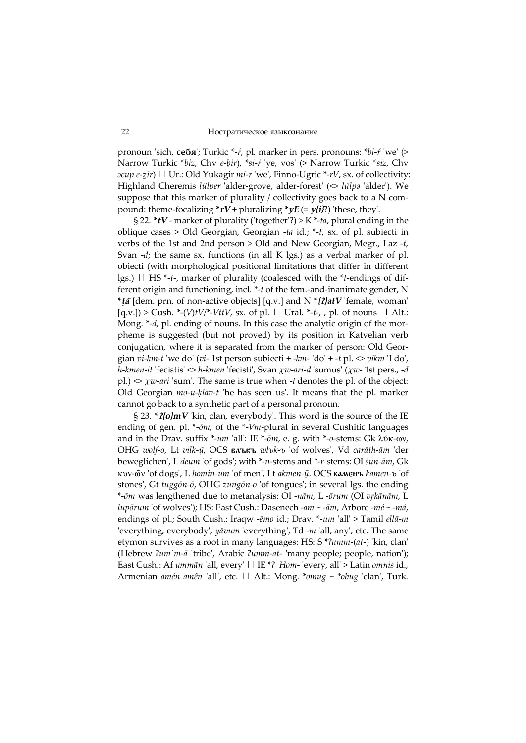pronoun 'sich, **себя**'; Turkic *-*ŕ*, pl. marker in pers. pronouns: **bi-ŕ* 'we' (> Narrow Turkic **biz*, Chv *e-ḇir*), **si-ŕ* 'ye, vos' (> Narrow Turkic **siz*, Chv *эсир e-ẕir*) || Ur.: Old Yukagir *mi-r* 'we', Finno-Ugric *-*rV*, sx. of collectivity: Highland Cheremis *lülper* 'alder-grove, alder-forest' (<> *lülpə* 'alder'). We suppose that this marker of plurality / collectivity goes back to a N compound: theme-focalizing ***rV*** + pluralizing ***yE*** (= ***y{i}***?) 'these, they'.

§ 22. ***tV*** - marker of plurality ('together'?) > K *-*ta*, plural ending in the oblique cases > Old Georgian, Georgian -*ta* id.; *-*t*, sx. of pl. subiecti in verbs of the 1st and 2nd person > Old and New Georgian, Megr., Laz -*t*, Svan -*d*; the same sx. functions (in all K lgs.) as a verbal marker of pl. obiecti (with morphological positional limitations that differ in different lgs.) || HS *-*t*-, marker of plurality (coalesced with the **t*-endings of different origin and functioning, incl. *-*t* of the fem.-and-inanimate gender, N ***ṭä*** [dem. prn. of non-active objects] [q.v.] and N ***{ʔ}atV*** 'female, woman' [q.v.]) > Cush. *-(*V*)*tV*/*-*VttV*, sx. of pl. || Ural. *-*t*-, , pl. of nouns || Alt.: Mong. *-*d*, pl. ending of nouns. In this case the analytic origin of the morpheme is suggested (but not proved) by its position in Katvelian verb conjugation, where it is separated from the marker of person: Old Georgian *vi-km-t* 'we do' (*vi-* 1st person subiecti + -*km*- 'do' + -*t* pl. <> *vikm* 'I do', *h-kmen-it* 'fecistis' <> *h-kmen* 'fecisti', Svan *χw-ari-d* 'sumus' (*χw-* 1st pers., -*d* pl.) <> *χw-ari* 'sum'. The same is true when -*t* denotes the pl. of the object: Old Georgian *mo-u-ḳlav-t* 'he has seen us'. It means that the pl. marker cannot go back to a synthetic part of a personal pronoun.

§ 23. ***ʔ{o}mV*** 'kin, clan, everybody'. This word is the source of the IE ending of gen. pl. *-*ōm*, of the *-*Vm*-plural in several Cushitic languages and in the Drav. suffix *-*um* 'all': IE *-*ōm*, e. g. with *-*o*-stems: Gk λύκ-ων, OHG *wolf-o*, Lt *vilk-ų̄*, OCS **влъкъ** *wlъk-ъ* 'of wolves', Vd *carāth-ām* 'der beweglichen', L *deum* 'of gods'; with *-*n*-stems and *-*r*-stems: OI *śun-ām*, Gk κυν-ῶν 'of dogs', L *homin-um* 'of men', Lt *akmen-ų̄*. OCS **каменъ** *kamen-ъ* 'of stones', Gt *tuggōn-ō*, OHG *zungōn-o* 'of tongues'; in several lgs. the ending *-*ōm* was lengthened due to metanalysis: OI -*nām*, L -*ōrum* (OI *vr̥kānām*, L *lupōrum* 'of wolves'); HS: East Cush.: Dasenech -*am* ~ -*ām*, Arbore -*mé* ~ -*má*, endings of pl.; South Cush.: Iraqw -*ēmo* id.; Drav. *-*um* 'all' > Tamil *ellā-m* 'everything, everybody', *yāvum* 'everything', Td -*m* 'all, any', etc. The same etymon survives as a root in many languages: HS: S **ʔumm*-(*at*-) 'kin, clan' (Hebrew *ʔum´m-ā* 'tribe', Arabic *ʔumm-at-* 'many people; people, nation'); East Cush.: Af *ummān* 'all, every' || IE *ʔ|*Hom*- 'every, all' > Latin *omnis* id., Armenian *amén amên* 'all', etc. || Alt.: Mong. **omug* ~ **obug* 'clan', Turk.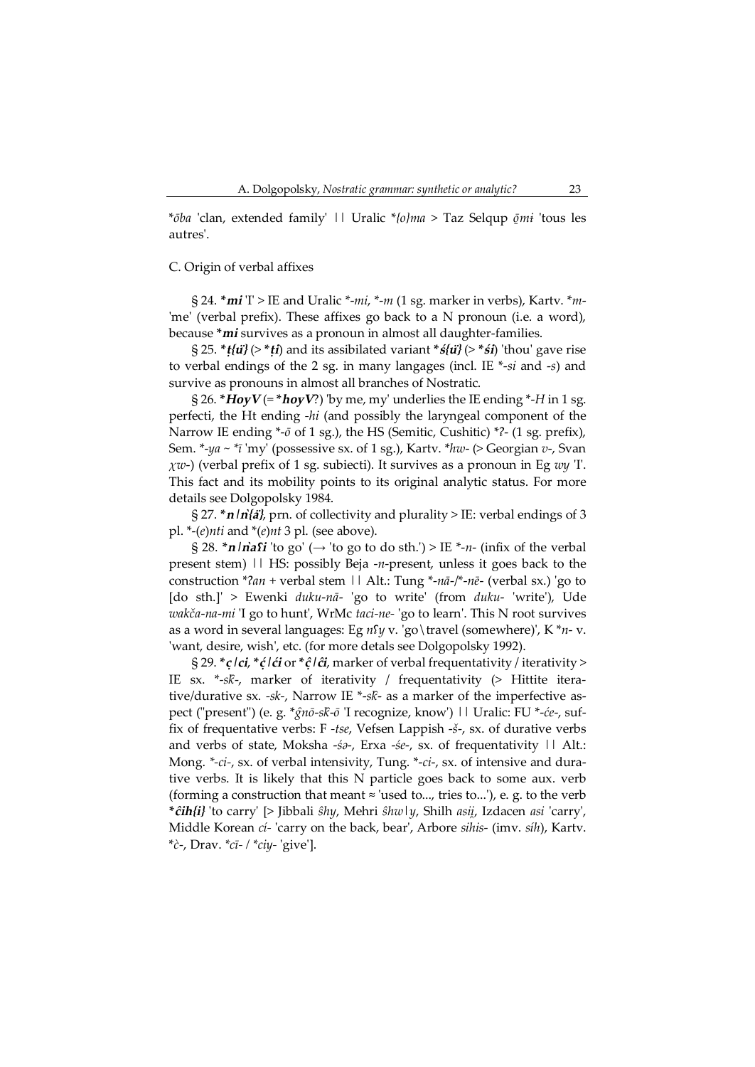*ōba 'clan, extended family' || Uralic *{o}ma > Taz Selqup ǭmɨ 'tous les autres'.

C. Origin of verbal affixes

§ 24. ***mi*** 'I' > IE and Uralic *-*mi*, *-*m* (1 sg. marker in verbs), Kartv. *m- 'me' (verbal prefix). These affixes go back to a N pronoun (i.e. a word), because ***mi*** survives as a pronoun in almost all daughter-families.

§ 25. ***ṭ{ü}*** (> ***ṭi***) and its assibilated variant ***ś{ü}*** (> ***śi***) 'thou' gave rise to verbal endings of the 2 sg. in many langages (incl. IE *-*si* and -*s*) and survive as pronouns in almost all branches of Nostratic.

§ 26. ***HoyV*** (= ***hoyV***?) 'by me, my' underlies the IE ending *-*H* in 1 sg. perfecti, the Ht ending -*hi* (and possibly the laryngeal component of the Narrow IE ending *-*ō* of 1 sg.), the HS (Semitic, Cushitic) *ʔ- (1 sg. prefix), Sem. *-*ya* ~ *-*ī* 'my' (possessive sx. of 1 sg.), Kartv. *hw- (> Georgian *v*-, Svan *χw*-) (verbal prefix of 1 sg. subiecti). It survives as a pronoun in Eg *wy* 'I'. This fact and its mobility points to its original analytic status. For more details see Dolgopolsky 1984.

§ 27. ***n / ǹ{ä}***, prn. of collectivity and plurality > IE: verbal endings of 3 pl. *-(*e*)*nti* and *(*e*)*nt* 3 pl. (see above).

§ 28. ***n / ǹaʕi*** 'to go' (→ 'to go to do sth.') > IE *-*n*- (infix of the verbal present stem) || HS: possibly Beja -*n*-present, unless it goes back to the construction *ʔ*an* + verbal stem || Alt.: Tung *-*nā*-/*-*nē*- (verbal sx.) 'go to [do sth.]' > Ewenki *duku-nā*- 'go to write' (from *duku*- 'write'), Ude *wakča-na-mi* 'I go to hunt', WrMc *taci-ne*- 'go to learn'. This N root survives as a word in several languages: Eg *nʕy* v. 'go\travel (somewhere)', K *n- v. 'want, desire, wish', etc. (for more detals see Dolgopolsky 1992).

§ 29. ***ç / ci***, ***ḉ / ći*** or ***ĉ̣ / ĉi***, marker of verbal frequentativity / iterativity > IE sx. *-*sḱ*-, marker of iterativity / frequentativity (> Hittite iterative/durative sx. -*sk*-, Narrow IE *-*sḱ*- as a marker of the imperfective aspect ("present") (e. g. *ĝnō-sḱ-ō 'I recognize, know') || Uralic: FU *-*će*-, suffix of frequentative verbs: F -*tse*, Vefsen Lappish -*š*-, sx. of durative verbs and verbs of state, Moksha -*śə*-, Erxa -*śe*-, sx. of frequentativity || Alt.: Mong. *-*ci*-, sx. of verbal intensivity, Tung. *-*ci*-, sx. of intensive and durative verbs. It is likely that this N particle goes back to some aux. verb (forming a construction that meant ≈ 'used to..., tries to...'), e. g. to the verb ***ĉih{i}*** 'to carry' [> Jibbali *ŝhy*, Mehri *ŝhw|y*, Shilh *asiį*, Izdacen *asi* 'carry', Middle Korean *cí*- 'carry on the back, bear', Arbore *sihis*- (imv. *síh*), Kartv. *č̣-, Drav. *cī- / *ciy- 'give'].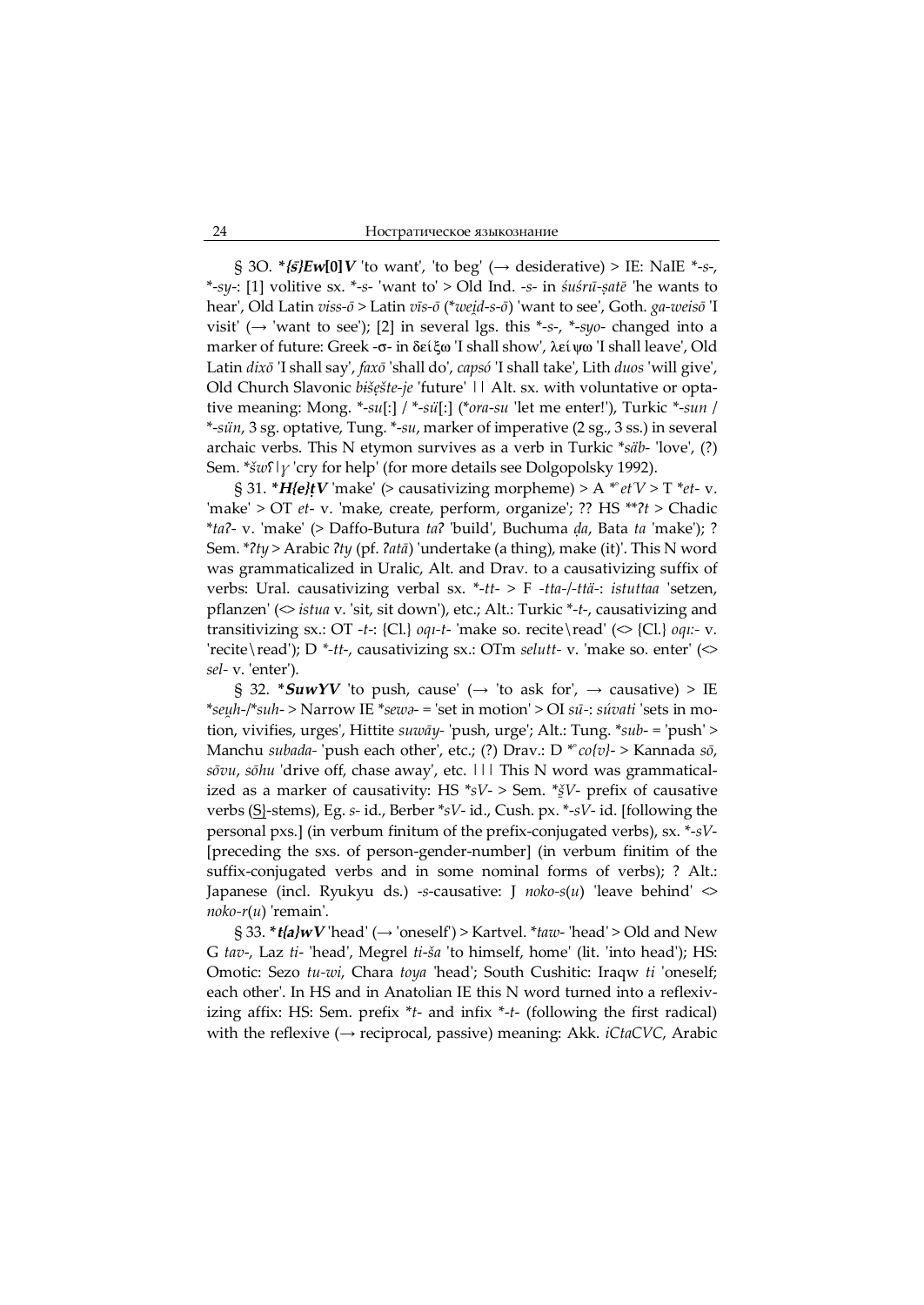§ 3O. ***{š}Ew[0]V*** 'to want', 'to beg' (→ desiderative) > IE: NaIE *-*s*-, *-*sy*-: [1] volitive sx. *-*s*- 'want to' > Old Ind. -*s*- in *śuśrū-ṣatē* 'he wants to hear', Old Latin *viss-ō* > Latin *vīs-ō* (*\*weịd-s-ō*) 'want to see', Goth. *ga-weisō* 'I visit' (→ 'want to see'); [2] in several lgs. this *-*s*-, *-*syo*- changed into a marker of future: Greek -σ- in δείξω 'I shall show', λείψω 'I shall leave', Old Latin *dixō* 'I shall say', *faxō* 'shall do', *capsó* 'I shall take', Lith *duos* 'will give', Old Church Slavonic *bišęšte-je* 'future' || Alt. sx. with voluntative or optative meaning: Mong. *-*su*[:] / *-*sü*[:] (*\*ora-su* 'let me enter!'), Turkic *-*sun* / *-*sün*, 3 sg. optative, Tung. *-*su*, marker of imperative (2 sg., 3 ss.) in several archaic verbs. This N etymon survives as a verb in Turkic *\*säb*- 'love', (?) Sem. *\*šwʕ|ɣ* 'cry for help' (for more details see Dolgopolsky 1992).

§ 31. ***H{e}ṭV*** 'make' (> causativizing morpheme) > A *\*ᵒet'V* > T *\*et*- v. 'make' > OT *et*- v. 'make, create, perform, organize'; ?? HS *\*\*ʔt* > Chadic *\*taʔ*- v. 'make' (> Daffo-Butura *taʔ* 'build', Buchuma *ḍa*, Bata *ta* 'make'); ? Sem. *\*ʔty* > Arabic *ʔty* (pf. *ʔatā*) 'undertake (a thing), make (it)'. This N word was grammaticalized in Uralic, Alt. and Drav. to a causativizing suffix of verbs: Ural. causativizing verbal sx. *-*tt*- > F -*tta*-/-*ttä*-: *istuttaa* 'setzen, pflanzen' (<> *istua* v. 'sit, sit down'), etc.; Alt.: Turkic *-*t*-, causativizing and transitivizing sx.: OT -*t*-: {Cl.} *oqı-t*- 'make so. recite\read' (<> {Cl.} *oqı:*- v. 'recite\read'); D *-*tt*-, causativizing sx.: OTm *selutt*- v. 'make so. enter' (<> *sel*- v. 'enter').

§ 32. ***SuwYV*** 'to push, cause' (→ 'to ask for', → causative) > IE *\*seuh-/\*suh-* > Narrow IE *\*sewə-* = 'set in motion' > OI *sū*-: *súvati* 'sets in motion, vivifies, urges', Hittite *suwāy*- 'push, urge'; Alt.: Tung. *\*sub*- = 'push' > Manchu *subada*- 'push each other', etc.; (?) Drav.: D *\*ᵒco{v}*- > Kannada *sō*, *sōvu*, *sōhu* 'drive off, chase away', etc. ||| This N word was grammaticalized as a marker of causativity: HS *\*sV*- > Sem. *\*šV*- prefix of causative verbs (S)-stems), Eg. *s*- id., Berber *\*sV*- id., Cush. px. *-*sV*- id. [following the personal pxs.] (in verbum finitum of the prefix-conjugated verbs), sx. *-*sV*- [preceding the sxs. of person-gender-number] (in verbum finitim of the suffix-conjugated verbs and in some nominal forms of verbs); ? Alt.: Japanese (incl. Ryukyu ds.) -*s*-causative: J *noko-s*(*u*) 'leave behind' <> *noko-r*(*u*) 'remain'.

§ 33. ***t{a}wV*** 'head' (→ 'oneself') > Kartvel. *\*taw*- 'head' > Old and New G *tav*-, Laz *ti*- 'head', Megrel *ti-ša* 'to himself, home' (lit. 'into head'); HS: Omotic: Sezo *tu-wi*, Chara *toya* 'head'; South Cushitic: Iraqw *ti* 'oneself; each other'. In HS and in Anatolian IE this N word turned into a reflexivizing affix: HS: Sem. prefix *\*t*- and infix *-*t*- (following the first radical) with the reflexive (→ reciprocal, passive) meaning: Akk. *iCtaCVC*, Arabic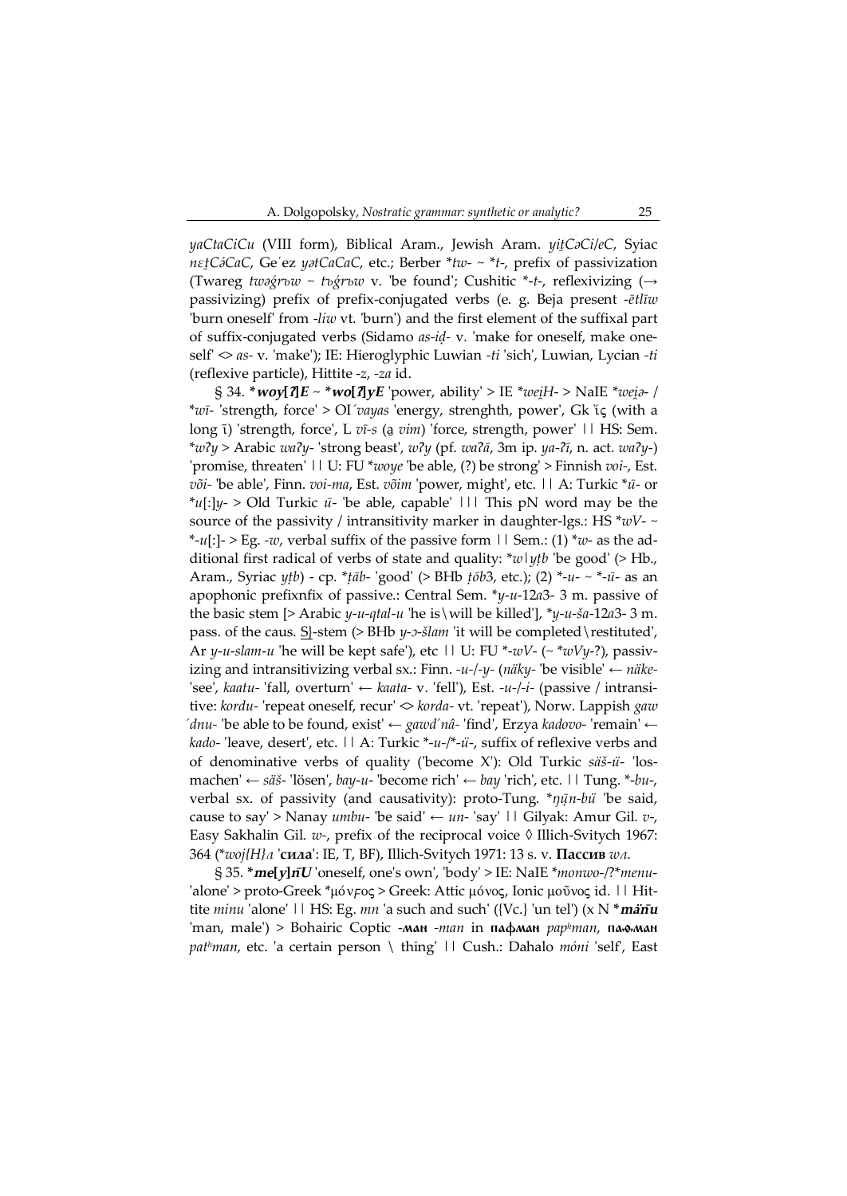*yaCtaCiCu* (VIII form), Biblical Aram., Jewish Aram. *yiṯCəCi/eC*, Syiac *nɛṯCáCaC*, Ge´ez *yətCaCaC*, etc.; Berber **tʊ*- ~ **t*-, prefix of passivization (Twareg *twəǵrʊw* ~ *tʊǵrʊw* v. 'be found'; Cushitic *-*t*-, reflexivizing (→ passivizing) prefix of prefix-conjugated verbs (e. g. Beja present -*ētlīw* 'burn oneself' from -*liw* vt. 'burn') and the first element of the suffixal part of suffix-conjugated verbs (Sidamo *as-iḍ*- v. 'make for oneself, make oneself' <> *as*- v. 'make'); IE: Hieroglyphic Luwian -*ti* 'sich', Luwian, Lycian -*ti* (reflexive particle), Hittite -*z*, -*za* id.

§ 34. ***woy[ʔ]E* ~ *wo[ʔ]yE** 'power, ability' > IE *\*weịH*- > NaIE *\*weịə*- / *\*wī*- 'strength, force' > OI *´vayas* 'energy, strenghth, power', Gk ἶς (with a long ι) 'strength, force', L *vī-s* (a *vim*) 'force, strength, power' || HS: Sem. *\*wʔy* > Arabic *waʔy*- 'strong beast', *wʔy* (pf. *waʔā*, 3m ip. *ya-ʔī*, n. act. *waʔy*-) 'promise, threaten' || U: FU *\*woye* 'be able, (?) be strong' > Finnish *voi*-, Est. *või*- 'be able', Finn. *voi-ma*, Est. *võim* 'power, might', etc. || A: Turkic *\*ū*- or *\*u*[:]*y*- > Old Turkic *ū*- 'be able, capable' ||| This pN word may be the source of the passivity / intransitivity marker in daughter-lgs.: HS *\*wV*- ~ *-*u*[:]- > Eg. -*w*, verbal suffix of the passive form || Sem.: (1) *\*w*- as the additional first radical of verbs of state and quality: *\*w|yṭb* 'be good' (> Hb., Aram., Syriac *yṭb*) - cp. *\*ṭāb*- 'good' (> BHb *ṭōb*3, etc.); (2) *-*u*- ~ *-*ū*- as an apophonic prefixnfix of passive.: Central Sem. *\*y-u-12a3*- 3 m. passive of the basic stem [> Arabic *y-u-qtal-u* 'he is\will be killed'], *\*y-u-ša-12a3*- 3 m. pass. of the caus. S̲-stem (> BHb *y-ɔ-šlam* 'it will be completed\restituted', Ar *y-u-slam-u* 'he will be kept safe'), etc || U: FU *-*wV*- (~ *\*wVy*-?), passivizing and intransitivizing verbal sx.: Finn. -*u*-/-*y*- (*näky*- 'be visible' ← *näke*- 'see', *kaatu*- 'fall, overturn' ← *kaata*- v. 'fell'), Est. -*u*-/-*i*- (passive / intransitive: *kordu*- 'repeat oneself, recur' <> *korda*- vt. 'repeat'), Norw. Lappish *gaw´dnu*- 'be able to be found, exist' ← *gawd´nâ*- 'find', Erzya *kadovo*- 'remain' ← *kado*- 'leave, desert', etc. || A: Turkic *-*u*-/*-*ü*-, suffix of reflexive verbs and of denominative verbs of quality ('become X'): Old Turkic *säš-ü*- 'losmachen' ← *säš*- 'lösen', *bay-u*- 'become rich' ← *bay* 'rich', etc. || Tung. *-*bu*-, verbal sx. of passivity (and causativity): proto-Tung. *\*ŋṻn-bü* 'be said, cause to say' > Nanay *umbu*- 'be said' ← *un*- 'say' || Gilyak: Amur Gil. *v*-, Easy Sakhalin Gil. *w*-, prefix of the reciprocal voice ◊ Illich-Svitych 1967: 364 (*\*woj{H}л* '**сила**': IE, T, BF), Illich-Svitych 1971: 13 s. v. **Пассив** *wл*.

§ 35. ***me[y]n̄U** 'oneself, one's own', 'body' > IE: NaIE *\*monwo*-/?*\*menu*- 'alone' > proto-Greek \*μόνϝος > Greek: Attic μόνος, Ionic μοῦνος id. || Hittite *minu* 'alone' || HS: Eg. *mn* 'a such and such' ({Vc.} 'un tel') (x N ***män̄u*** 'man, male') > Bohairic Coptic -**ман** -*man* in **пафман** *pap^hman*, **паѳман** *pat^hman*, etc. 'a certain person \ thing' || Cush.: Dahalo *móni* 'self', East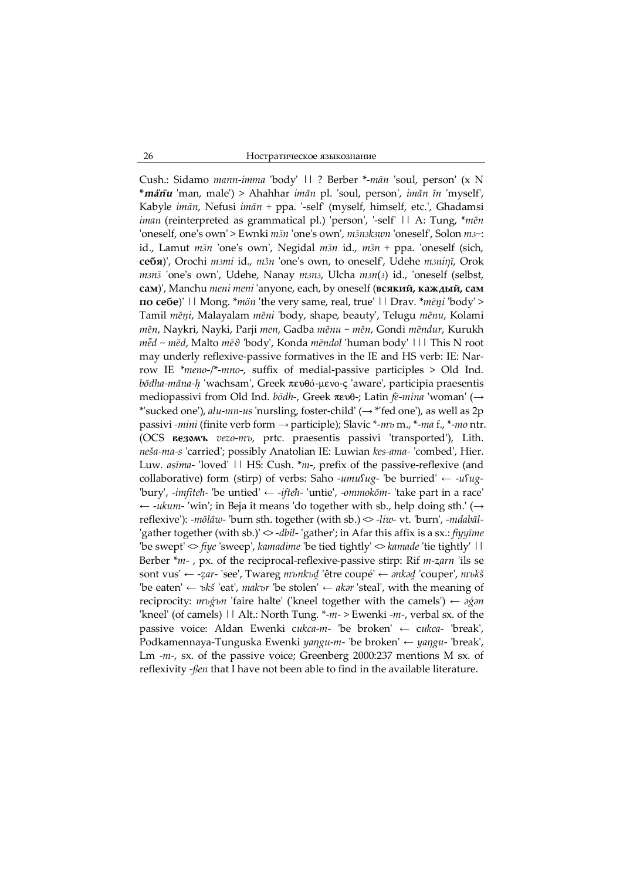Cush.: Sidamo *mann-imma* 'body' || ? Berber *-*mān* 'soul, person' (x N ***mańu*** 'man, male') > Ahahhar *imān* pl. 'soul, person', *imān īn* 'myself', Kabyle *imān*, Nefusi *imān* + ppa. '-self' (myself, himself, etc.', Ghadamsi *iman* (reinterpreted as grammatical pl.) 'person', '-self' || A: Tung, *\*mēn* 'oneself, one's own' > Ewnki *mǝ̄n* 'one's own', *mǝ̄nǝkǝwn* 'oneself', Solon *mǝ~*: id., Lamut *mǝ̄n* 'one's own', Negidal *mǝ̄n* id., *mǝ̄n* + ppa. 'oneself (sich, **себя**)', Orochi *mǝmi* id., *mǝ̄n* 'one's own, to oneself', Udehe *mǝniŋī*, Orok *mǝnǝ̄* 'one's own', Udehe, Nanay *mǝnǝ*, Ulcha *mǝn*(*ǝ*) id., 'oneself (selbst, **сам**)', Manchu *meni meni* 'anyone, each, by oneself (**всякий, каждый, сам по себе**)' || Mong. *\*mön* 'the very same, real, true' || Drav. *\*mēṇi* 'body' > Tamil *mēṇi*, Malayalam *mēni* 'body, shape, beauty', Telugu *mēnu*, Kolami *mēn*, Naykri, Nayki, Parji *men*, Gadba *mēnu* ~ *mēn*, Gondi *mēndur*, Kurukh *mẽ̄d* ~ *mēd*, Malto *mēϑ* 'body', Konda *mēndol* 'human body' ||| This N root may underly reflexive-passive formatives in the IE and HS verb: IE: Narrow IE *\*meno-*/*\*-mno-*, suffix of medial-passive participles > Old Ind. *bōdha-māna-ḥ* 'wachsam', Greek πευθό-μενο-ς 'aware', participia praesentis mediopassivi from Old Ind. *bōdh-*, Greek πευθ-; Latin *fē-mina* 'woman' (→ \*'sucked one'), *alu-mn-us* 'nursling, foster-child' (→ \*'fed one'), as well as 2p passivi *-mini* (finite verb form → participle); Slavic *\*-mъ* m., *\*-ma* f., *\*-mo* ntr. (OCS **везомъ** *vezo-mъ*, prtc. praesentis passivi 'transported'), Lith. *neša-ma-s* 'carried'; possibly Anatolian IE: Luwian *kes-ama-* 'combed', Hier. Luw. *asīma-* 'loved' || HS: Cush. *\*m-*, prefix of the passive-reflexive (and collaborative) form (stirp) of verbs: Saho *-umuʕug-* 'be burried' ← *-uʕug-* 'bury', *-imfiteḥ-* 'be untied' ← *-ifteḥ-* 'untie', *-ommokōm-* 'take part in a race' ← *-ukum-* 'win'; in Beja it means 'do together with sb., help doing sth.' (→ reflexive'): *-mōlāw-* 'burn sth. together (with sb.)' <> *-liw-* vt. 'burn', *-mdabāl-* 'gather together (with sb.)' <> *-dbil-* 'gather'; in Afar this affix is a sx.: *fiyyīme* 'be swept' <> *fiye* 'sweep', *kamadime* 'be tied tightly' <> *kamade* 'tie tightly' || Berber *\*m-* , px. of the reciprocal-reflexive-passive stirp: Rif *m-ẓarn* 'ils se sont vus' ← *-ẓar-* 'see', Twareg *mъnkъḏ* 'être coupé' ← *ənkəḏ* 'couper', *mъkš* 'be eaten' ← *ъkš* 'eat', *makъr* 'be stolen' ← *akər* 'steal', with the meaning of reciprocity: *mъǵъn* 'faire halte' ('kneel together with the camels') ← *əǵən* 'kneel' (of camels) || Alt.: North Tung. *\*-m-* > Ewenki *-m-*, verbal sx. of the passive voice: Aldan Ewenki *cukca-m-* 'be broken' ← *cukca-* 'break', Podkamennaya-Tunguska Ewenki *yaŋgu-m-* 'be broken' ← *yaŋgu-* 'break', Lm *-m-*, sx. of the passive voice; Greenberg 2000:237 mentions M sx. of reflexivity *-ßen* that I have not been able to find in the available literature.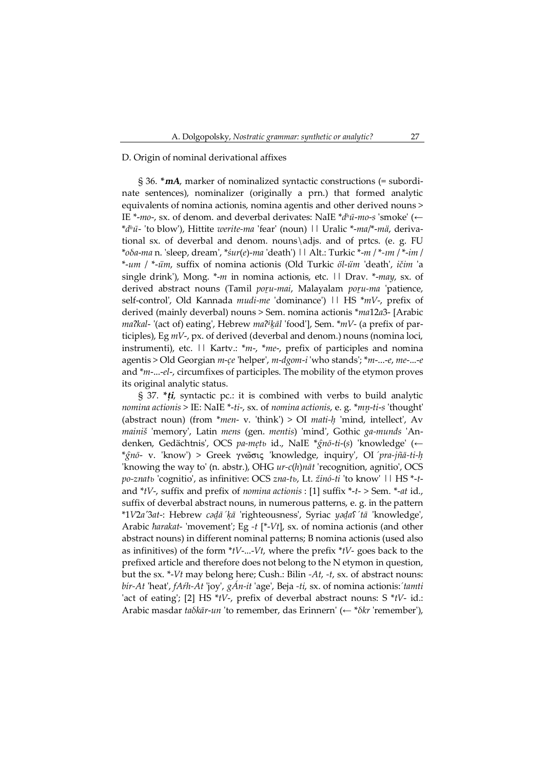D. Origin of nominal derivational affixes

§ 36. ***mA**, marker of nominalized syntactic constructions (= subordinate sentences), nominalizer (originally a prn.) that formed analytic equivalents of nomina actionis, nomina agentis and other derived nouns > IE *-*mo*-, sx. of denom. and deverbal derivates: NaIE *$d^h$*ū-mo-s* 'smoke' (← *$d^h$*ū*- 'to blow'), Hittite *werite-ma* 'fear' (noun) || Uralic *-*ma*/*-*mä*, derivational sx. of deverbal and denom. nouns\adjs. and of prtcs. (e. g. FU *o*δa-ma* n. 'sleep, dream', **śur*(*e*)-*ma* 'death') || Alt.: Turkic *-*m* / *-*ım* / *-*im* / *-*um* / *-*üm*, suffix of nomina actionis (Old Turkic *öl-üm* 'death', *ičim* 'a single drink'), Mong. *-*m* in nomina actionis, etc. || Drav. *-*may*, sx. of derived abstract nouns (Tamil *poṟu-mai*, Malayalam *poṟu-ma* 'patience, self-control', Old Kannada *mudi-me* 'dominance') || HS **mV*-, prefix of derived (mainly deverbal) nouns > Sem. nomina actionis **ma*12*a*3- [Arabic *maʔkal*- '(act of) eating', Hebrew *maʔăkāl* 'food'], Sem. **mV*- (a prefix of participles), Eg *mV*-, px. of derived (deverbal and denom.) nouns (nomina loci, instrumenti), etc. || Kartv.: **m*-, **me*-, prefix of participles and nomina agentis > Old Georgian *m-ç̣e* 'helper', *m-dgom-i* 'who stands'; **m*-...-*e*, *me*-...-*e* and **m*-...-*el*-, circumfixes of participles. The mobility of the etymon proves its original analytic status.

§ 37. ***ṭi**, syntactic pc.: it is combined with verbs to build analytic *nomina actionis* > IE: NaIE *-*ti*-, sx. of *nomina actionis*, e. g. **mn̥-ti-s* 'thought' (abstract noun) (from **men*- v. 'think') > OI *mati-ḥ* 'mind, intellect', Av *mainiš* 'memory', Latin *mens* (gen. *mentis*) 'mind', Gothic *ga-munds* 'Andenken, Gedächtnis', OCS *pa-mętь* id., NaIE **ĝnō-ti-*(*s*) 'knowledge' (← **ĝnō*- v. 'know') > Greek γνῶσις 'knowledge, inquiry', OI *´pra-jñā-ti-ḥ* 'knowing the way to' (n. abstr.), OHG *ur-c*(*h*)*nāt* 'recognition, agnitio', OCS *po-znatь* 'cognitio', as infinitive: OCS *zna-tь*, Lt. *žinó-ti* 'to know' || HS *-*t*- and **tV*-, suffix and prefix of *nomina actionis* : [1] suffix *-*t*- > Sem. *-*at* id., suffix of deverbal abstract nouns, in numerous patterns, e. g. in the pattern *1*V*2*a*´3*at*-: Hebrew *ṣəḏā´ḳā* 'righteousness', Syriac *yəḏaʕ´tā* 'knowledge', Arabic *ħarakat*- 'movement'; Eg -*t* [*-*Vt*], sx. of nomina actionis (and other abstract nouns) in different nominal patterns; B nomina actionis (used also as infinitives) of the form **tV*-...-*Vt*, where the prefix **tV*- goes back to the prefixed article and therefore does not belong to the N etymon in question, but the sx. *-*Vt* may belong here; Cush.: Bilin -*At*, -*t*, sx. of abstract nouns: *bír-At* 'heat', *fÁŕh-At* 'joy', *gÁn-it* 'age', Beja -*ti*, sx. of nomina actionis:´*tamti* 'act of eating'; [2] HS **tV*-, prefix of deverbal abstract nouns: S **tV*- id.: Arabic masdar *taδkār-un* 'to remember, das Erinnern' (← **δkr* 'remember'),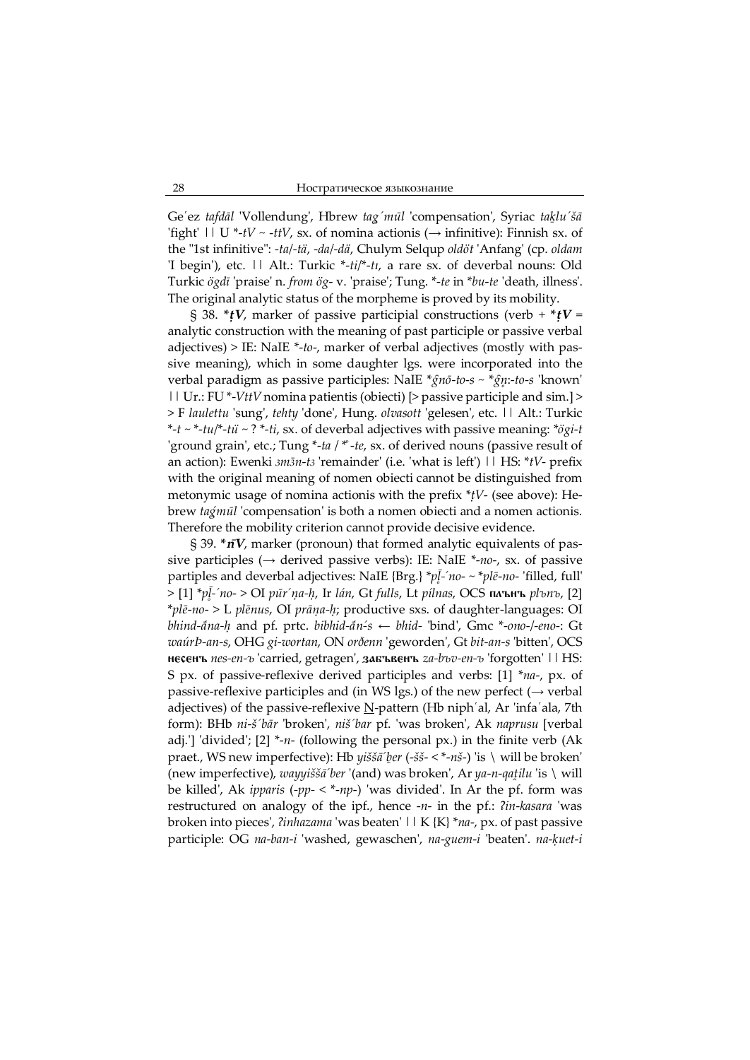Ge´ez *tafdāl* 'Vollendung', Hbrew *tag´mūl* 'compensation', Syriac *taḵlu´šā* 'fight' || U *-*tV* ~ -*ttV*, sx. of nomina actionis (→ infinitive): Finnish sx. of the "1st infinitive": -*ta*/-*tä*, -*da*/-*dä*, Chulym Selqup *oldöt* 'Anfang' (cp. *oldam* 'I begin'), etc. || Alt.: Turkic *-*ti*/*-*tı*, a rare sx. of deverbal nouns: Old Turkic *ögdi* 'praise' n. *from* *ög*- v. 'praise'; Tung. *-*te* in *bu-*te* 'death, illness'. The original analytic status of the morpheme is proved by its mobility.

§ 38. ***ṭV***, marker of passive participial constructions (verb + ***ṭV*** = analytic construction with the meaning of past participle or passive verbal adjectives) > IE: NaIE *-*to*-, marker of verbal adjectives (mostly with passive meaning), which in some daughter lgs. were incorporated into the verbal paradigm as passive participles: NaIE *ĝnō-*to*-*s* ~ *ĝn̥:-*to*-*s* 'known' || Ur.: FU *-*VttV* nomina patientis (obiecti) [> passive participle and sim.] > > F *laulettu* 'sung', *tehty* 'done', Hung. *olvasott* 'gelesen', etc. || Alt.: Turkic *-*t* ~ *-*tu*/*-*tü* ~ ? *-*ti*, sx. of deverbal adjectives with passive meaning: *ögi-*t* 'ground grain', etc.; Tung *-*ta* / *ᵉ-*te*, sx. of derived nouns (passive result of an action): Ewenki *эмǝн-тэ* 'remainder' (i.e. 'what is left') || HS: *tV- prefix with the original meaning of nomen obiecti cannot be distinguished from metonymic usage of nomina actionis with the prefix *ṭV- (see above): Hebrew *taǵmūl* 'compensation' is both a nomen obiecti and a nomen actionis. Therefore the mobility criterion cannot provide decisive evidence.

§ 39. ***n̄V***, marker (pronoun) that formed analytic equivalents of passive participles (→ derived passive verbs): IE: NaIE *-*no*-, sx. of passive partiples and deverbal adjectives: NaIE {Brg.} *pl̥̄-´*no*- ~ *plē-*no*- 'filled, full' > [1] *pl̥̄-´*no*- > OI *pūr´ṇa-ḥ*, Ir *lán*, Gt *fulls*, Lt *pílnas*, OCS **плънъ** *plъnъ*, [2] *plē-*no*- > L *plēnus*, OI *prāṇa-ḥ*; productive sxs. of daughter-languages: OI *bhind-ā́na-ḥ* and pf. prtc. *bibhid-ā́n-́s* ← *bhid*- 'bind', Gmc *-*ono*-/-*eno*-: Gt *waúrþ-an-s*, OHG *gi-wortan*, ON *orðenn* 'geworden', Gt *bit-an-s* 'bitten', OCS **несенъ** *nes-en-ъ* 'carried, getragen', **забъвенъ** *za-bъv-en-ъ* 'forgotten' || HS: S px. of passive-reflexive derived participles and verbs: [1] *na-, px. of passive-reflexive participles and (in WS lgs.) of the new perfect (→ verbal adjectives) of the passive-reflexive N-pattern (Hb niph´al, Ar 'infa´ala, 7th form): BHb *ni-š´bār* 'broken', *niš´bar* pf. 'was broken', Ak *naprusu* [verbal adj.'] 'divided'; [2] *-*n*- (following the personal px.) in the finite verb (Ak praet., WS new imperfective): Hb *yiššā´ber* (-*šš*- < *-*nš*-) 'is \ will be broken' (new imperfective), *wayyiššā´ber* '(and) was broken', Ar *ya-n-qaṭilu* 'is \ will be killed', Ak *ipparis* (-*pp*- < *-*np*-) 'was divided'. In Ar the pf. form was restructured on analogy of the ipf., hence -*n*- in the pf.: *ʔin-kasara* 'was broken into pieces', *ʔinhazama* 'was beaten' || K {K} *na-, px. of past passive participle: OG *na-ban-i* 'washed, gewaschen', *na-guem-i* 'beaten'. *na-ḳuet-i*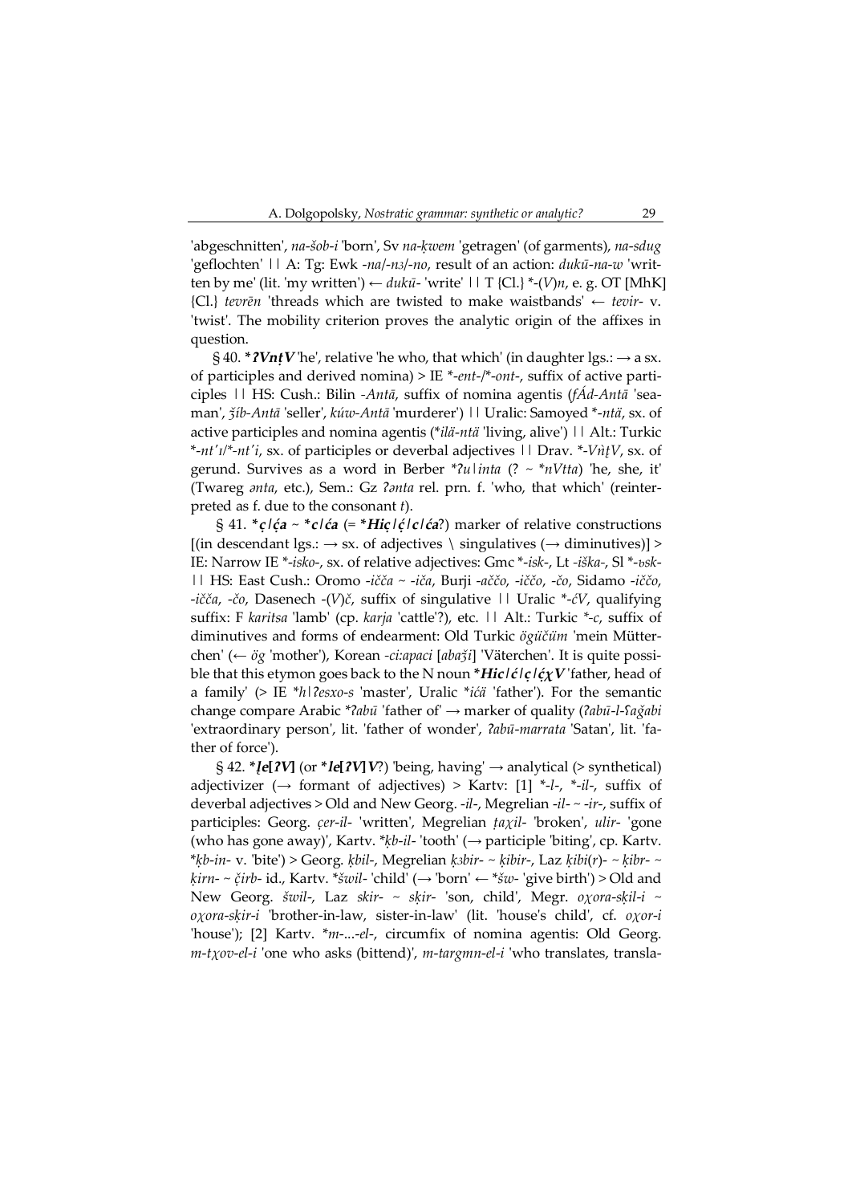'abgeschnitten', *na-šob-i* 'born', Sv *na-ḳwem* 'getragen' (of garments), *na-sdug* 'geflochten' || A: Tg: Ewk *-na*/*-nɜ*/*-no*, result of an action: *dukū-na-w* 'written by me' (lit. 'my written') ← *dukū-* 'write' || T {Cl.} *-(*V*)*n*, e. g. OT [MhK] {Cl.} *tevrēn* 'threads which are twisted to make waistbands' ← *tevir-* v. 'twist'. The mobility criterion proves the analytic origin of the affixes in question.

§ 40. ***ʔVnṭV*** 'he', relative 'he who, that which' (in daughter lgs.: → a sx. of participles and derived nomina) > IE *-*ent*-/*-*ont*-, suffix of active participles || HS: Cush.: Bilin *-Antā*, suffix of nomina agentis (*fÁd-Antā* 'seaman', *ǯíb-Antā* 'seller', *kúw-Antā* 'murderer') || Uralic: Samoyed *-*ntä*, sx. of active participles and nomina agentis (**ilä-ntä* 'living, alive') || Alt.: Turkic *-*nt'ı*/*-*nt'i*, sx. of participles or deverbal adjectives || Drav. *-*VǹṭV*, sx. of gerund. Survives as a word in Berber **ʔu|inta* (? ~ **nVtta*) 'he, she, it' (Twareg *ənta*, etc.), Sem.: Gz *ʔənta* rel. prn. f. 'who, that which' (reinterpreted as f. due to the consonant *t*).

§ 41. ***ç*/*ća*** ~ ***c*/*ća*** (= ***Hiç*/*ḉ*/*c*/*ća*?) marker of relative constructions [(in descendant lgs.: → sx. of adjectives \ singulatives (→ diminutives)] > IE: Narrow IE *-*isko*-, sx. of relative adjectives: Gmc *-*isk*-, Lt *-iška*-, Sl *-*ьsk*- || HS: East Cush.: Oromo *-iččа* ~ *-iča*, Burji *-aččo*, *-iččo*, *-čo*, Sidamo *-iččo*, *-iččа*, *-čo*, Dasenech -(*V*)*č*, suffix of singulative || Uralic *-*ćV*, qualifying suffix: F *karitsa* 'lamb' (cp. *karja* 'cattle'?), etc. || Alt.: Turkic *-*c*, suffix of diminutives and forms of endearment: Old Turkic *ögüčüm* 'mein Mütterchen' (← *ög* 'mother'), Korean *-ci:apaci* [*abaǯi*] 'Väterchen'. It is quite possible that this etymon goes back to the N noun ***Hic*/*ć*/*ç*/*ćχV*** 'father, head of a family' (> IE *h|ʔesxo-s* 'master', Uralic **ićä* 'father'). For the semantic change compare Arabic **ʔabū* 'father of' → marker of quality (*ʔabū-l-ʕağabi* 'extraordinary person', lit. 'father of wonder', *ʔabū-marrata* 'Satan', lit. 'father of force').

§ 42. ***ļe*[*ʔV*]** (or ***le*[*ʔV*]*V***?) 'being, having' → analytical (> synthetical) adjectivizer (→ formant of adjectives) > Kartv: [1] *-*l*-, *-*il*-, suffix of deverbal adjectives > Old and New Georg. *-il*-, Megrelian *-il*- ~ *-ir*-, suffix of participles: Georg. *ç̣er-il*- 'written', Megrelian *ṭaχil*- 'broken', *ulir*- 'gone (who has gone away)', Kartv. **ḳb-il*- 'tooth' (→ participle 'biting', cp. Kartv. **ḳb-in*- v. 'bite') > Georg. *ḳbil*-, Megrelian *ḳɜbir*- ~ *ḳibir*-, Laz *ḳibi*(*r*)- ~ *ḳibr*- ~ *ḳirn*- ~ *č̣irb*- id., Kartv. **šwil*- 'child' (→ 'born' ← **šw*- 'give birth') > Old and New Georg. *šwil*-, Laz *skir*- ~ *sḳir*- 'son, child', Megr. *oχora-sḳil-i* ~ *oχora-sḳir-i* 'brother-in-law, sister-in-law' (lit. 'house's child', cf. *oχor-i* 'house'); [2] Kartv. **m*-...-*el*-, circumfix of nomina agentis: Old Georg. *m-tχov-el-i* 'one who asks (bittend)', *m-targmn-el-i* 'who translates, transla-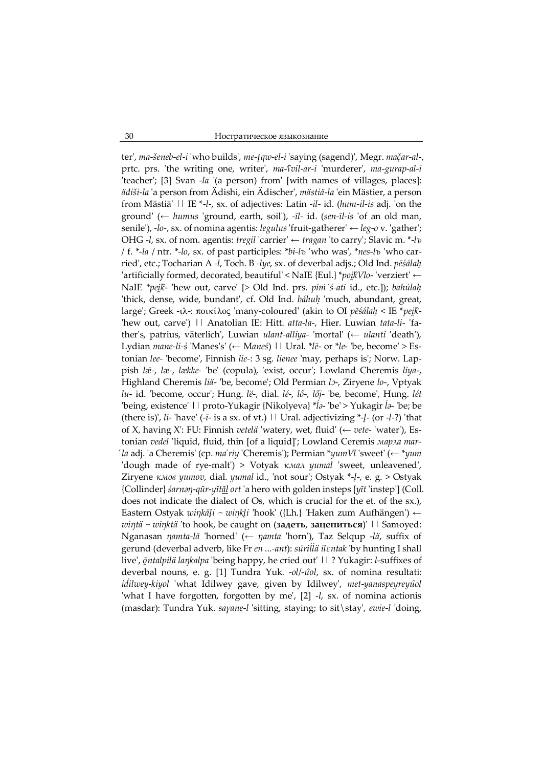ter', *ma-šeneb-el-i* 'who builds', *me-ṭqw-el-i* 'saying (sagend)', Megr. *mačar-al-*, prtc. prs. 'the writing one, writer', *ma-ʕvil-ar-i* 'murderer', *ma-gurap-al-i* 'teacher'; [3] Svan *-la* '(a person) from' [with names of villages, places]: *ädiši-la* 'a person from Ädishi, ein Ädischer', *mästiä-la* 'ein Mästier, a person from Mästiä' || IE \*-*l*-, sx. of adjectives: Latin *-il-* id. (*hum-il-is* adj. 'on the ground' (← *humus* 'ground, earth, soil'), *-īl-* id. (*sen-īl-is* 'of an old man, senile'), *-lo-*, sx. of nomina agentis: *legulus* 'fruit-gatherer' ← *leg-o* v. 'gather'; OHG *-l*, sx. of nom. agentis: *tregil* 'carrier' ← *tragan* 'to carry'; Slavic m. \*-*lъ* / f. \*-*la* / ntr. \*-*lo*, sx. of past participles: \**bi-lъ* 'who was', \**nes-lъ* 'who carried', etc.; Tocharian A *-l*, Toch. B *-lye*, sx. of deverbal adjs.; Old Ind. *pēśálaḥ* 'artificially formed, decorated, beautiful' < NaIE {Eul.} \**poi̯ḱVlo-* 'verziert' ← NaIE \**pei̯ḱ-* 'hew out, carve' [> Old Ind. prs. *piṁ´ś-ati* id., etc.]); *bahúlaḥ* 'thick, dense, wide, bundant', cf. Old Ind. *báhuḥ* 'much, abundant, great, large'; Greek -ιλ-: ποικίλος 'many-coloured' (akin to OI *pēśálaḥ* < IE \**pei̯ḱ-* 'hew out, carve') || Anatolian IE: Hitt. *atta-la-*, Hier. Luwian *tata-li-* 'father's, patrius, väterlich', Luwian *ulant-alliya-* 'mortal' (← *ulanti* 'death'), Lydian *mane-li-ś* 'Manes's' (← M*aneś*) || Ural. \**lē-* or \**le-* 'be, become' > Estonian *lee-* 'become', Finnish *lie-*: 3 sg. *lienee* 'may, perhaps is'; Norw. Lappish *læ̈-*, *læ-*, *lække-* 'be' (copula), 'exist, occur'; Lowland Cheremis *liya-*, Highland Cheremis *liä-* 'be, become'; Old Permian *lɔ-*, Ziryene *lo-*, Vptyak *lu-* id. 'become, occur'; Hung. *lë-*, dial. *lé-*, *lő-*, *lőj-* 'be, become', Hung. *lét* 'being, existence' || proto-Yukagir {Nikolyeva} \**ĺə-* 'be' > Yukagir *ĺə-* 'be; be (there is)', *lī-* 'have' (*-ī-* is a sx. of vt.) || Ural. adjectivizing \*-*ḷ-* (or *-l-*?) 'that of X, having X': FU: Finnish *vetelä* 'watery, wet, fluid' (← *vete-* 'water'), Estonian *vedel* 'liquid, fluid, thin [of a liquid]'; Lowland Ceremis *марла mar´la* adj. 'a Cheremis' (cp. *ma´riy* 'Cheremis'); Permian \**yumVl* 'sweet' (← \**yum* 'dough made of rye-malt') > Votyak *кмал yumal* 'sweet, unleavened', Ziryene *кмов yumov*, dial. *yumal* id., 'not sour'; Ostyak \*-*ḷ-*, e. g. > Ostyak {Collinder} *śarnəŋ-qŭr-yĭtă̰l ort* 'a hero with golden insteps [*yĭt* 'instep'] (Coll. does not indicate the dialect of Os, which is crucial for the et. of the sx.), Eastern Ostyak *wiŋkäḷi ~ wiŋkḷi* 'hook' ({Lh.} 'Haken zum Aufhängen') ← *wiŋtä ~ wiŋktä* 'to hook, be caught on (**задеть**, **зацепиться**)' || Samoyed: Nganasan *ŋamta-lā* 'horned' (← *ŋamta* 'horn'), Taz Selqup *-lä*, suffix of gerund (deverbal adverb, like Fr *en* ...*-ant*): *sūriĺĺä ilɛntak* 'by hunting I shall live', *ōntalpɨlä laŋkalpa* 'being happy, he cried out' || ? Yukagir: *l*-suffixes of deverbal nouns, e. g. [1] Tundra Yuk. *-ol*/*-ûol*, sx. of nomina resultati: *idilwey-kiyol* 'what Idilwey gave, given by Idilwey', *met-yanaspeyreyûol* 'what I have forgotten, forgotten by me', [2] *-l*, sx. of nomina actionis (masdar): Tundra Yuk. *saɣane-l* 'sitting, staying; to sit\stay', *ewie-l* 'doing,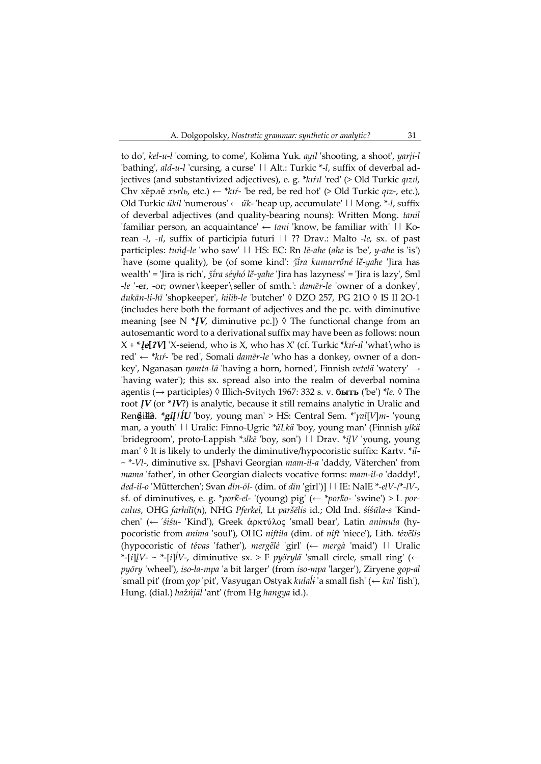to do', *kel-u-l* 'coming, to come', Kolɨma Yuk. *ayil* 'shooting, a shoot', *yarji-l* 'bathing', *ald-u-l* 'cursing, a curse' || Alt.: Turkic *-*l*, suffix of deverbal adjectives (and substantivized adjectives), e. g. **kɪŕɪl* 'red' (> Old Turkic *qɪzɪl*, Chv хĕрлĕ *xъrlъ*, etc.) ← **kɪŕ-* 'be red, be red hot' (> Old Turkic *qɪz-*, etc.), Old Turkic *ükil* 'numerous' ← *ük-* 'heap up, accumulate' || Mong. *-*l*, suffix of deverbal adjectives (and quality-bearing nouns): Written Mong. *tanil* 'familiar person, an acquaintance' ← *tani* 'know, be familiar with' || Korean *-l*, *-ɪl*, suffix of participia futuri || ?? Drav.: Malto *-le*, sx. of past participles: *tuṅḍ-le* 'who saw' || HS: EC: Rn *lē-aħe* (*aħe* is 'be', *y-aħe* is 'is') 'have (some quality), be (of some kind': *ǯíra kumurrőné lĕ-yaħe* 'Jira has wealth' = 'Jira is rich', *ǯíra séyhó lĕ-yaħe* 'Jira has lazyness' = 'Jira is lazy', Sml *-le* '-er, -or; owner\keeper\seller of smth.': *damēr-le* 'owner of a donkey', *dukān-li-hī* 'shopkeeper', *hilib-le* 'butcher' ◊ DZO 257, PG 21O ◊ IS II 2O-1 (includes here both the formant of adjectives and the pc. with diminutive meaning [see N ***ḷV**, diminutive pc.]) ◊ The functional change from an autosemantic word to a derivational suffix may have been as follows: noun X + ***ḷe[ʔV]** 'X-seiend, who is X, who has X' (cf. Turkic **kɪŕ-ɪl* 'what\who is red' ← **kɪŕ-* 'be red', Somali *damēr-le* 'who has a donkey, owner of a donkey', Nganasan *ŋamta-lā* 'having a horn, horned', Finnish *vetelä* 'watery' → 'having water'); this sx. spread also into the realm of deverbal nomina agentis (→ participles) ◊ Illich-Svitych 1967: 332 s. v. **быть** ('be') **le*. ◊ The root **ḷV** (or ***lV**?) is analytic, because it still remains analytic in Uralic and Rendille.

§ 42. ***giḷ**/**lÍU** 'boy, young man' > HS: Central Sem. *'*ɣal*[*V*]*m-* 'young man, a youth' || Uralic: Finno-Ugric **üLkä* 'boy, young man' (Finnish *ylkä* 'bridegroom', proto-Lappish **ɜlkē* 'boy, son') || Drav. **iḷV* 'young, young man' ◊ It is likely to underly the diminutive/hypocoristic suffix: Kartv. **il-* ~ *-*Vl-*, diminutive sx. [Pshavi Georgian *mam-il-a* 'daddy, Väterchen' from *mama* 'father', in other Georgian dialects vocative forms: *mam-il-o* 'daddy!', *ded-il-o* 'Mütterchen'; Svan *dīn-ōl-* (dim. of *dīn* 'girl')] || IE: NaIE *-*elV-*/*-*lV-*, sf. of diminutives, e. g. **pork̂-el-* '(young) pig' (← **pork̂o-* 'swine') > L *porculus*, OHG *farhilī*(*n*), NHG *Pferkel*, Lt *paršẽlis* id.; Old Ind. *śíśūla-s* 'Kindchen' (← *´śiśu-* 'Kind'), Greek ἀρκτύλος 'small bear', Latin *animula* (hypocoristic from *anima* 'soul'), OHG *niftila* (dim. of *nift* 'niece'), Lith. *tėvẽlis* (hypocoristic of *tévas* 'father'), *mergẽlė* 'girl' (← *mergà* 'maid') || Uralic *-[*i*]*ḷV-* ~ *-[*i*]*ĺV-*, diminutive sx. > F *pyörylä* 'small circle, small ring' (← *pyöry* 'wheel'), *iso-la-mpa* 'a bit larger' (from *iso-mpa* 'larger'), Ziryene *gop-al* 'small pit' (from *gop* 'pit', Vasyugan Ostyak *kulaĺɨ* 'a small fish' (← *kul* 'fish'), Hung. (dial.) *hažńjāĺ* 'ant' (from Hg *hangya* id.).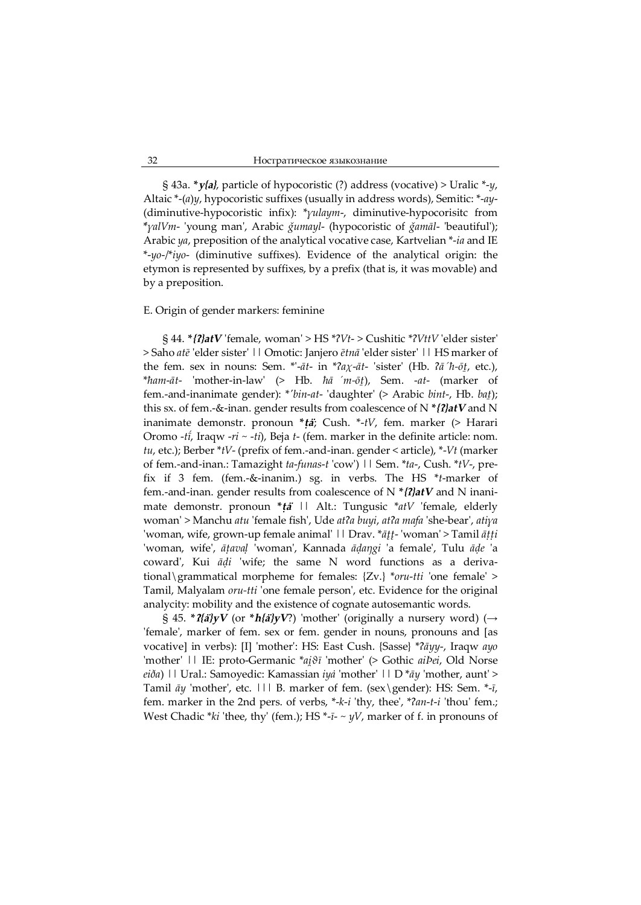§ 43a. ***y{a}***, particle of hypocoristic (?) address (vocative) > Uralic *-*y*, Altaic *-(*a*)*y*, hypocoristic suffixes (usually in address words), Semitic: *-*ay*- (diminutive-hypocoristic infix): *ɣ*ulaym*-, diminutive-hypocorisitc from *ɣ*alVm*- 'young man', Arabic *ǧumayl*- (hypocoristic of *ǧamāl*- 'beautiful'); Arabic *ya*, preposition of the analytical vocative case, Kartvelian *-*ia* and IE *-*yo*-/*-*iyo*- (diminutive suffixes). Evidence of the analytical origin: the etymon is represented by suffixes, by a prefix (that is, it was movable) and by a preposition.

E. Origin of gender markers: feminine

§ 44. ***{ʔ}atV*** 'female, woman' > HS *ʔ*Vt*- > Cushitic *ʔ*VttV* 'elder sister' > Saho *atē* 'elder sister' || Omotic: Janjero *ētnā* 'elder sister' || HS marker of the fem. sex in nouns: Sem. *'-*āt*- in *ʔ*aχ-āt*- 'sister' (Hb. *ʔā´ḥ-ōṯ*, etc.), *ḥ*am-āt*- 'mother-in-law' (> Hb. *ḥā ´m-ōṯ*), Sem. -*at*- (marker of fem.-and-inanimate gender): *'*bin-at*- 'daughter' (> Arabic *bint*-, Hb. *baṯ*); this sx. of fem.-&-inan. gender results from coalescence of N ***{ʔ}atV*** and N inanimate demonstr. pronoun ***ṭä***; Cush. *-*tV*, fem. marker (> Harari Oromo -*tí*, Iraqw -*ri* ~ -*ti*), Beja *t*- (fem. marker in the definite article: nom. *tu*, etc.); Berber *tV*- (prefix of fem.-and-inan. gender < article), *-*Vt* (marker of fem.-and-inan.: Tamazight *ta-funas-t* 'cow') || Sem. *ta*-, Cush. *tV*-, prefix if 3 fem. (fem.-&-inanim.) sg. in verbs. The HS *-*t*-marker of fem.-and-inan. gender results from coalescence of N ***{ʔ}atV*** and N inanimate demonstr. pronoun ***ṭä*** || Alt.: Tungusic *atV* 'female, elderly woman' > Manchu *atu* 'female fish', Ude *atʔa buyi*, *atʔa mafa* 'she-bear', *atiɣa* 'woman, wife, grown-up female animal' || Drav. *āṭṭ*- 'woman' > Tamil *āṭṭi* 'woman, wife', *āṭavaḷ* 'woman', Kannada *āḍaŋgi* 'a female', Tulu *āḍe* 'a coward', Kui *āḍi* 'wife; the same N word functions as a derivational\grammatical morpheme for females: {Zv.} *oru-tti* 'one female' > Tamil, Malyalam *oru-tti* 'one female person', etc. Evidence for the original analycity: mobility and the existence of cognate autosemantic words.

§ 45. ***ʔ{ä}yV*** (or ***h{ä}yV***?) 'mother' (originally a nursery word) (→ 'female', marker of fem. sex or fem. gender in nouns, pronouns and [as vocative] in verbs): [I] 'mother': HS: East Cush. {Sasse} *ʔ*äyy*-, Iraqw *ayo* 'mother' || IE: proto-Germanic *ai̯ϑī* 'mother' (> Gothic *aiÞei*, Old Norse *eiða*) || Ural.: Samoyedic: Kamassian *iyȧ* 'mother' || D *āy* 'mother, aunt' > Tamil *āy* 'mother', etc. ||| B. marker of fem. (sex\gender): HS: Sem. *-*ī*, fem. marker in the 2nd pers. of verbs, *-*k-i* 'thy, thee', *ʔ*an-t-i* 'thou' fem.; West Chadic **ki* 'thee, thy' (fem.); HS *-*ī*- ~ *yV*, marker of f. in pronouns of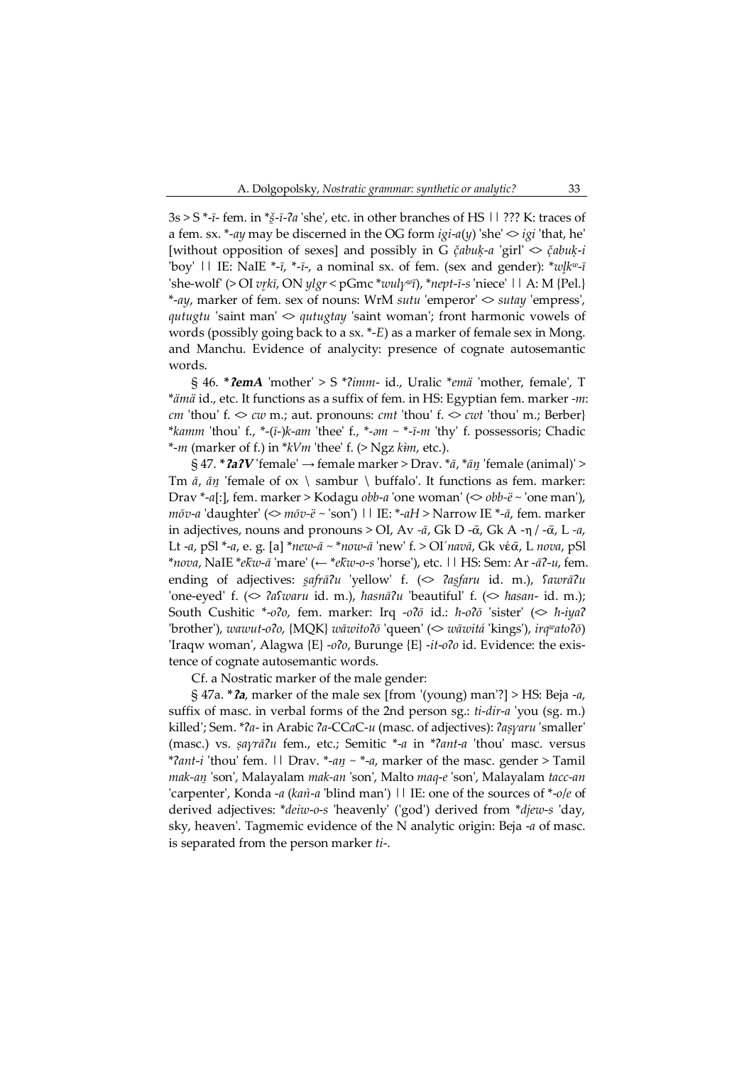3s > S *-*ī*- fem. in **š̰*-*ī*-*ʔa* 'she', etc. in other branches of HS || ??? K: traces of a fem. sx. *-*ay* may be discerned in the OG form *igi*-*a*(*y*) 'she' <> *igi* 'that, he' [without opposition of sexes] and possibly in G *č̣abuḳ*-*a* 'girl' <> *č̣abuḳ*-*i* 'boy' || IE: NaIE *-*ī*, *-*ī*-, a nominal sx. of fem. (sex and gender): **wl̥kʷ*-*ī* 'she-wolf' (> OI *vr̥kī*, ON *ylgr* < pGmc **wulɣʷī*), **nept*-*ī*-*s* 'niece' || A: M {Pel.} *-*ay*, marker of fem. sex of nouns: WrM *sutu* 'emperor' <> *sutay* 'empress', *qutugtu* 'saint man' <> *qutugtay* 'saint woman'; front harmonic vowels of words (possibly going back to a sx. *-*E*) as a marker of female sex in Mong. and Manchu. Evidence of analycity: presence of cognate autosemantic words.

§ 46. ***ʔemA*** 'mother' > S **ʔimm*- id., Uralic **emä* 'mother, female', T **ämä* id., etc. It functions as a suffix of fem. in HS: Egyptian fem. marker -*m*: *cm* 'thou' f. <> *cw* m.; aut. pronouns: *cmt* 'thou' f. <> *cwt* 'thou' m.; Berber} **kamm* 'thou' f., *-(*ī*-)*k*-*am* 'thee' f., *-*əm* ~ *-*ī*-*m* 'thy' f. possessoris; Chadic *-*m* (marker of f.) in **kVm* 'thee' f. (> Ngz *kə̀m*, etc.).

§ 47. ***ʔaʔV*** 'female' → female marker > Drav. **ā*, **āṉ* 'female (animal)' > Tm *ā*, *āṉ* 'female of ox \ sambur \ buffalo'. It functions as fem. marker: Drav *-*a*[:], fem. marker > Kodagu *obb*-*a* 'one woman' (<> *obb*-*ë* ~ 'one man'), *mōv*-*a* 'daughter' (<> *mōv*-*ë* ~ 'son') || IE: *-*aH* > Narrow IE *-*ā*, fem. marker in adjectives, nouns and pronouns > OI, Av -*ā*, Gk D -*ᾱ*, Gk A -η / -*ᾱ*, L -*a*, Lt -*a*, pSl *-*a*, e. g. [a] **new*-*ā* ~ **now*-*ā* 'new' f. > OI´*navā*, Gk νέᾱ, L *nova*, pSl **nova*, NaIE **eḱw*-*ā* 'mare' (← **eḱw*-*o*-*s* 'horse'), etc. || HS: Sem: Ar -*āʔ*-*u*, fem. ending of adjectives: *ṣafrāʔu* 'yellow' f. (<> *ʔaṣfaru* id. m.), *ʕawrāʔu* 'one-eyed' f. (<> *ʔaʕwaru* id. m.), *ħasnāʔu* 'beautiful' f. (<> *ħasan*- id. m.); South Cushitic *-*oʔo*, fem. marker: Irq -*oʔō* id.: *ħ*-*oʔō* 'sister' (<> *ħ*-*iyaʔ* 'brother'), *wawut*-*oʔo*, {MQK} *wāwitoʔō* 'queen' (<> *wāwitá* 'kings'), *irqʷatoʔō*) 'Iraqw woman', Alagwa {E} -*oʔo*, Burunge {E} -*it*-*oʔo* id. Evidence: the existence of cognate autosemantic words.

Cf. a Nostratic marker of the male gender:

§ 47a. ***ʔa***, marker of the male sex [from '(young) man'?] > HS: Beja -*a*, suffix of masc. in verbal forms of the 2nd person sg.: *ti*-*dir*-*a* 'you (sg. m.) killed'; Sem. **ʔa*- in Arabic *ʔa*-CC*a*C-*u* (masc. of adjectives): *ʔaṣɣaru* 'smaller' (masc.) vs. *ṣaɣrāʔu* fem., etc.; Semitic *-*a* in **ʔant*-*a* 'thou' masc. versus **ʔant*-*i* 'thou' fem. || Drav. *-*aṉ* ~ *-*a*, marker of the masc. gender > Tamil *mak*-*aṉ* 'son', Malayalam *mak*-*an* 'son', Malto *maq*-*e* 'son', Malayalam *tacc*-*an* 'carpenter', Konda -*a* (*kaṅ*-*a* 'blind man') || IE: one of the sources of *-*o*/*e* of derived adjectives: **deiw*-*o*-*s* 'heavenly' ('god') derived from **djew*-*s* 'day, sky, heaven'. Tagmemic evidence of the N analytic origin: Beja -*a* of masc. is separated from the person marker *ti*-.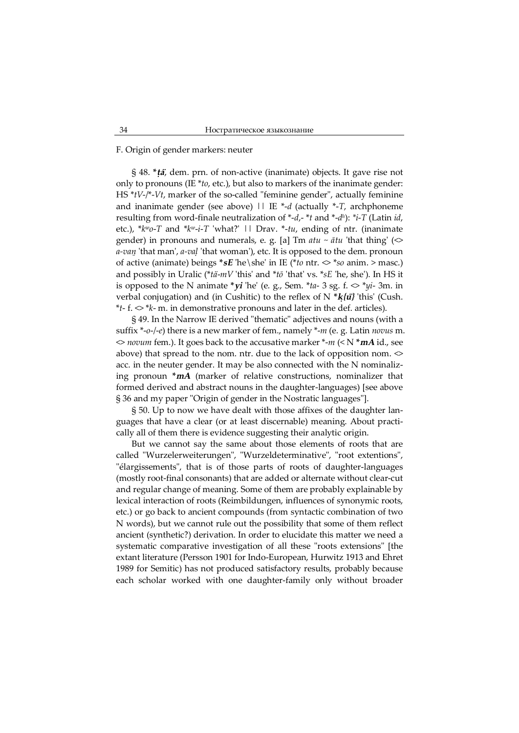F. Origin of gender markers: neuter

§ 48. ***ṭä***, dem. prn. of non-active (inanimate) objects. It gave rise not only to pronouns (IE *\*to*, etc.), but also to markers of the inanimate gender: HS *\*tV-/\*-Vt*, marker of the so-called "feminine gender", actually feminine and inanimate gender (see above) || IE *\*-d* (actually *\*-T*, archphoneme resulting from word-finale neutralization of *\*-d*,- *\*t* and *\*-dʰ*): *\*i-T* (Latin *id*, etc.), *\*kʷo-T* and *\*kʷ-i-T* 'what?' || Drav. *\*-tu*, ending of ntr. (inanimate gender) in pronouns and numerals, e. g. [a] Tm *atu* ~ *ātu* 'that thing' (<> *a-vaṉ* 'that man', *a-vaḷ* 'that woman'), etc. It is opposed to the dem. pronoun of active (animate) beings ***sE*** 'he\she' in IE (*\*to* ntr. <> *\*so* anim. > masc.) and possibly in Uralic (*\*tä-mV* 'this' and *\*tō* 'that' vs. *\*sE* 'he, she'). In HS it is opposed to the N animate ***yi*** 'he' (e. g., Sem. *\*ta-* 3 sg. f. <> *\*yi-* 3m. in verbal conjugation) and (in Cushitic) to the reflex of N ***ḳ{ü}*** 'this' (Cush. *\*t-* f. <> *\*k-* m. in demonstrative pronouns and later in the def. articles).

§ 49. In the Narrow IE derived "thematic" adjectives and nouns (with a suffix *\*-o-/-e*) there is a new marker of fem., namely *\*-m* (e. g. Latin *novus* m. <> *novum* fem.). It goes back to the accusative marker *\*-m* (< N ***mA*** id., see above) that spread to the nom. ntr. due to the lack of opposition nom. <> acc. in the neuter gender. It may be also connected with the N nominalizing pronoun ***mA*** (marker of relative constructions, nominalizer that formed derived and abstract nouns in the daughter-languages) [see above § 36 and my paper "Origin of gender in the Nostratic languages"].

§ 50. Up to now we have dealt with those affixes of the daughter languages that have a clear (or at least discernable) meaning. About practically all of them there is evidence suggesting their analytic origin.

But we cannot say the same about those elements of roots that are called "Wurzelerweiterungen", "Wurzeldeterminative", "root extentions", "élargissements", that is of those parts of roots of daughter-languages (mostly root-final consonants) that are added or alternate without clear-cut and regular change of meaning. Some of them are probably explainable by lexical interaction of roots (Reimbildungen, influences of synonymic roots, etc.) or go back to ancient compounds (from syntactic combination of two N words), but we cannot rule out the possibility that some of them reflect ancient (synthetic?) derivation. In order to elucidate this matter we need a systematic comparative investigation of all these "roots extensions" [the extant literature (Persson 1901 for Indo-European, Hurwitz 1913 and Ehret 1989 for Semitic) has not produced satisfactory results, probably because each scholar worked with one daughter-family only without broader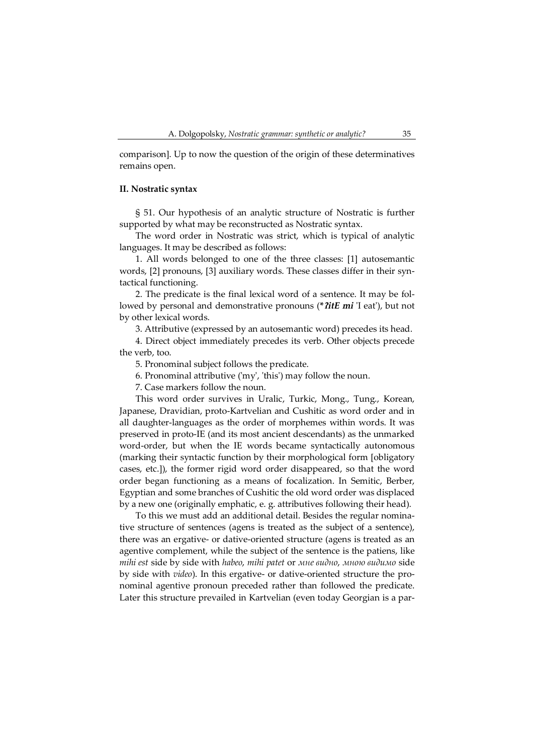comparison]. Up to now the question of the origin of these determinatives remains open.

### II. Nostratic syntax

§ 51. Our hypothesis of an analytic structure of Nostratic is further supported by what may be reconstructed as Nostratic syntax.

The word order in Nostratic was strict, which is typical of analytic languages. It may be described as follows:

1. All words belonged to one of the three classes: [1] autosemantic words, [2] pronouns, [3] auxiliary words. These classes differ in their syntactical functioning.

2. The predicate is the final lexical word of a sentence. It may be followed by personal and demonstrative pronouns (***ʔitE mi*** 'I eat'), but not by other lexical words.

3. Attributive (expressed by an autosemantic word) precedes its head.

4. Direct object immediately precedes its verb. Other objects precede the verb, too.

5. Pronominal subject follows the predicate.

6. Pronominal attributive ('my', 'this') may follow the noun.

7. Case markers follow the noun.

This word order survives in Uralic, Turkic, Mong., Tung., Korean, Japanese, Dravidian, proto-Kartvelian and Cushitic as word order and in all daughter-languages as the order of morphemes within words. It was preserved in proto-IE (and its most ancient descendants) as the unmarked word-order, but when the IE words became syntactically autonomous (marking their syntactic function by their morphological form [obligatory cases, etc.]), the former rigid word order disappeared, so that the word order began functioning as a means of focalization. In Semitic, Berber, Egyptian and some branches of Cushitic the old word order was displaced by a new one (originally emphatic, e. g. attributives following their head).

To this we must add an additional detail. Besides the regular nominative structure of sentences (agens is treated as the subject of a sentence), there was an ergative- or dative-oriented structure (agens is treated as an agentive complement, while the subject of the sentence is the patiens, like *mihi est* side by side with *habeo*, *mihi patet* or *мне видно*, *мною видимо* side by side with *video*). In this ergative- or dative-oriented structure the pronominal agentive pronoun preceded rather than followed the predicate. Later this structure prevailed in Kartvelian (even today Georgian is a par-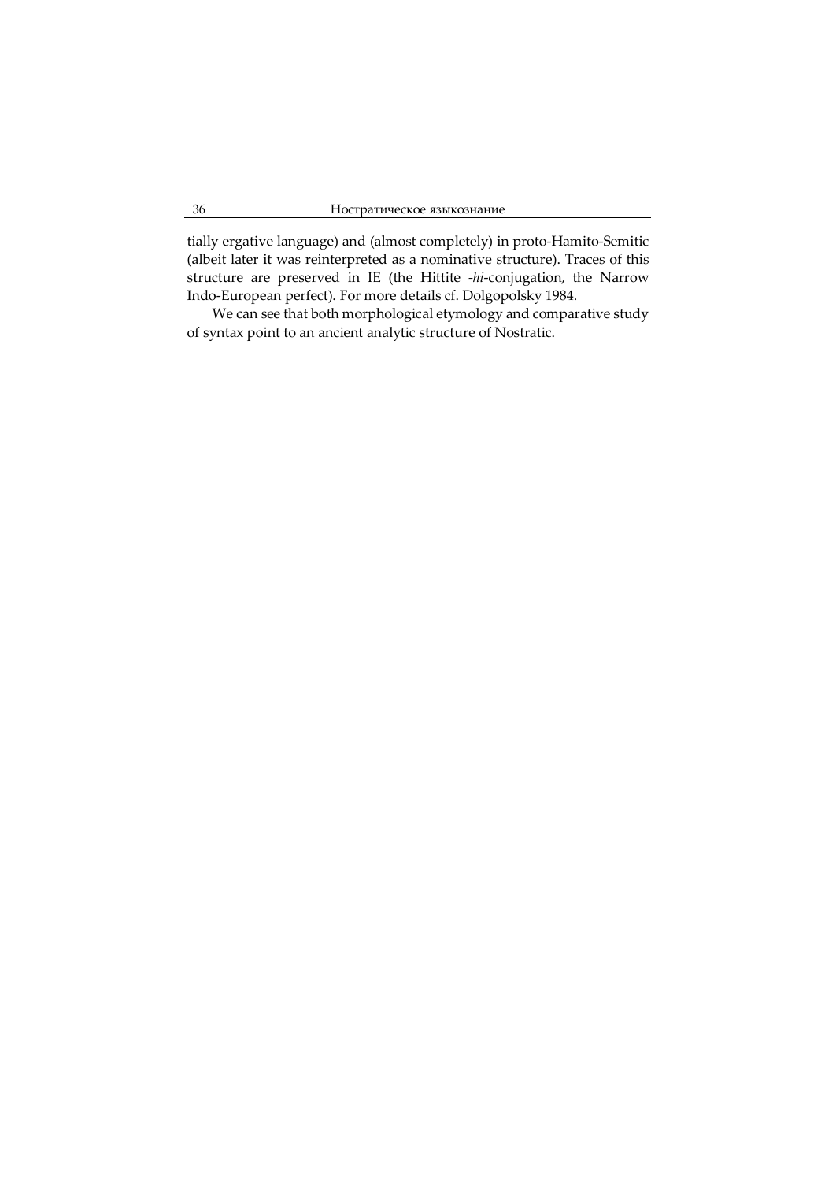tially ergative language) and (almost completely) in proto-Hamito-Semitic (albeit later it was reinterpreted as a nominative structure). Traces of this structure are preserved in IE (the Hittite -*hi*-conjugation, the Narrow Indo-European perfect). For more details cf. Dolgopolsky 1984.

We can see that both morphological etymology and comparative study of syntax point to an ancient analytic structure of Nostratic.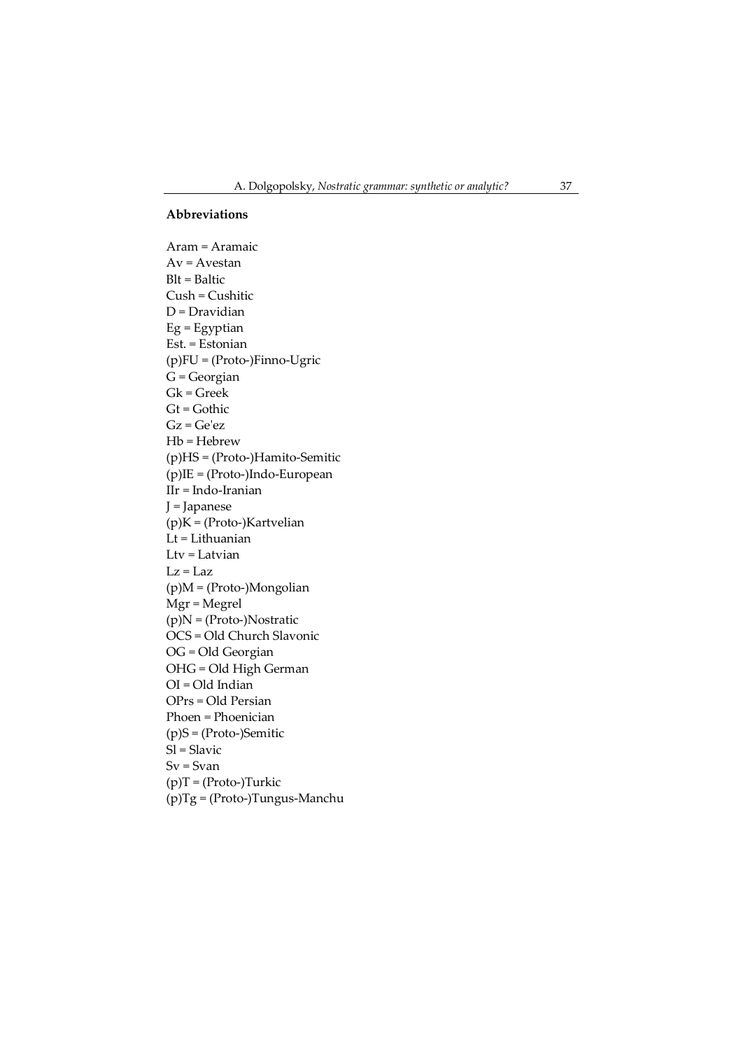**Abbreviations**

Aram = Aramaic
Av = Avestan
Blt = Baltic
Cush = Cushitic
D = Dravidian
Eg = Egyptian
Est. = Estonian
(p)FU = (Proto-)Finno-Ugric
G = Georgian
Gk = Greek
Gt = Gothic
Gz = Ge'ez
Hb = Hebrew
(p)HS = (Proto-)Hamito-Semitic
(p)IE = (Proto-)Indo-European
IIr = Indo-Iranian
J = Japanese
(p)K = (Proto-)Kartvelian
Lt = Lithuanian
Ltv = Latvian
Lz = Laz
(p)M = (Proto-)Mongolian
Mgr = Megrel
(p)N = (Proto-)Nostratic
OCS = Old Church Slavonic
OG = Old Georgian
OHG = Old High German
OI = Old Indian
OPrs = Old Persian
Phoen = Phoenician
(p)S = (Proto-)Semitic
Sl = Slavic
Sv = Svan
(p)T = (Proto-)Turkic
(p)Tg = (Proto-)Tungus-Manchu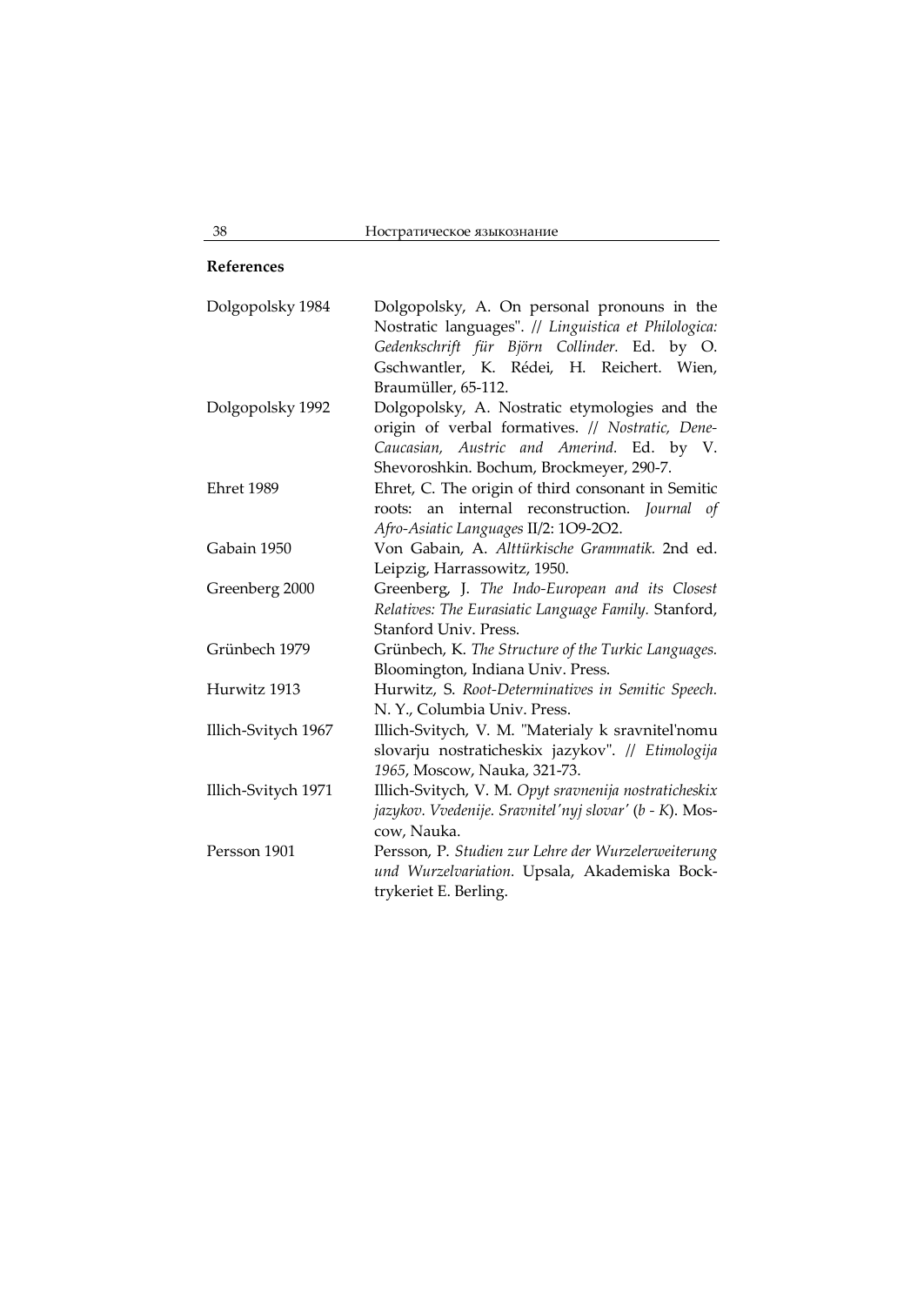## References

| | |
|---|---|
| Dolgopolsky 1984 | Dolgopolsky, A. On personal pronouns in the Nostratic languages". // *Linguistica et Philologica: Gedenkschrift für Björn Collinder.* Ed. by O. Gschwantler, K. Rédei, H. Reichert. Wien, Braumüller, 65-112. |
| Dolgopolsky 1992 | Dolgopolsky, A. Nostratic etymologies and the origin of verbal formatives. // *Nostratic, Dene-Caucasian, Austric and Amerind.* Ed. by V. Shevoroshkin. Bochum, Brockmeyer, 290-7. |
| Ehret 1989 | Ehret, C. The origin of third consonant in Semitic roots: an internal reconstruction. *Journal of Afro-Asiatic Languages* II/2: 1O9-2O2. |
| Gabain 1950 | Von Gabain, A. *Alttürkische Grammatik.* 2nd ed. Leipzig, Harrassowitz, 1950. |
| Greenberg 2000 | Greenberg, J. *The Indo-European and its Closest Relatives: The Eurasiatic Language Family.* Stanford, Stanford Univ. Press. |
| Grünbech 1979 | Grünbech, K. *The Structure of the Turkic Languages.* Bloomington, Indiana Univ. Press. |
| Hurwitz 1913 | Hurwitz, S. *Root-Determinatives in Semitic Speech.* N. Y., Columbia Univ. Press. |
| Illich-Svitych 1967 | Illich-Svitych, V. M. "Materialy k sravnitel'nomu slovarju nostraticheskix jazykov". // *Etimologija 1965*, Moscow, Nauka, 321-73. |
| Illich-Svitych 1971 | Illich-Svitych, V. M. *Opyt sravnenija nostraticheskix jazykov. Vvedenije. Sravnitel'nyj slovar'* (*b - K*). Moscow, Nauka. |
| Persson 1901 | Persson, P. *Studien zur Lehre der Wurzelerweiterung und Wurzelvariation.* Upsala, Akademiska Bocktrykeriet E. Berling. |